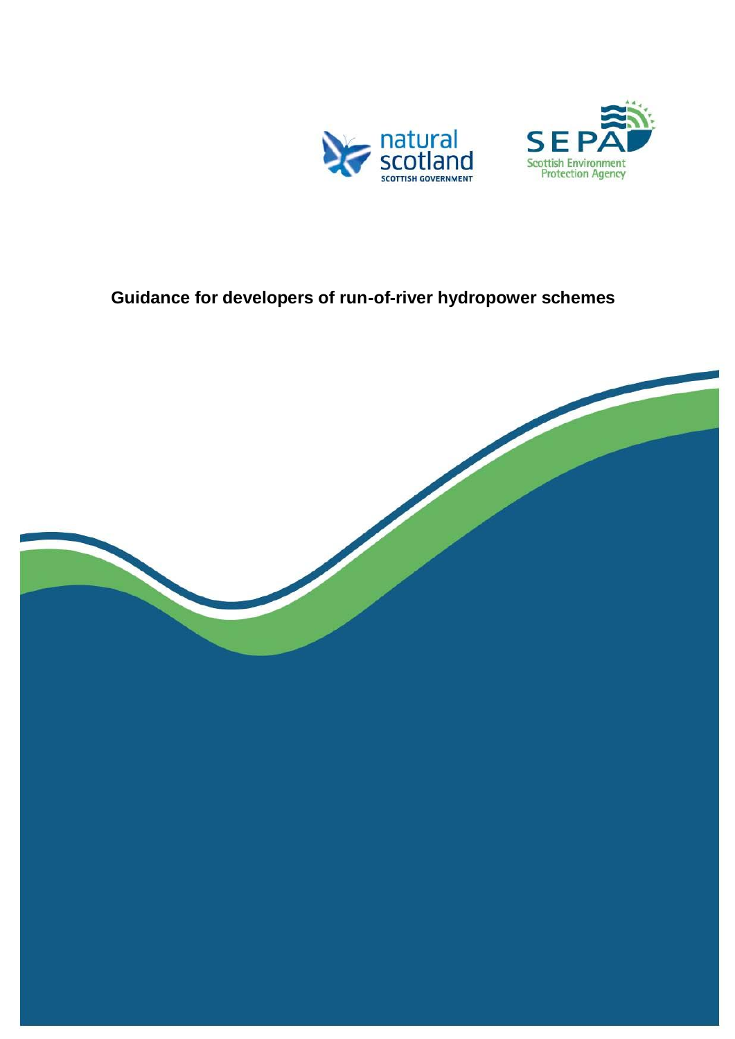# Guidance for developers of run-of-river hydropower schemes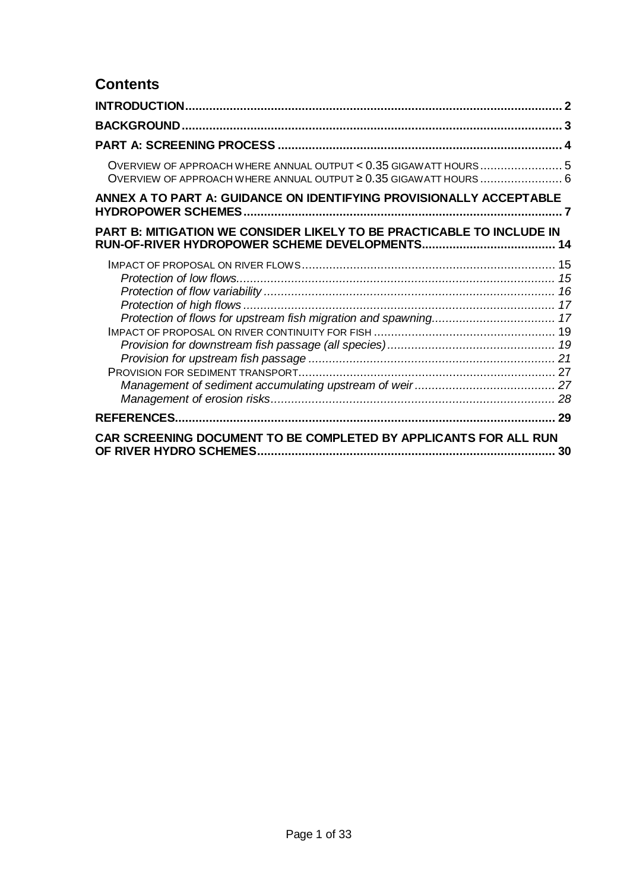## Contents

**INTRODUCTION** ........ 2

**BACKGROUND** ........ 3

**PART A: SCREENING PROCESS** ........ 4

- OVERVIEW OF APPROACH WHERE ANNUAL OUTPUT < 0.35 GIGAWATT HOURS ........ 5
- OVERVIEW OF APPROACH WHERE ANNUAL OUTPUT ≥ 0.35 GIGAWATT HOURS ........ 6

**ANNEX A TO PART A: GUIDANCE ON IDENTIFYING PROVISIONALLY ACCEPTABLE HYDROPOWER SCHEMES** ........ 7

**PART B: MITIGATION WE CONSIDER LIKELY TO BE PRACTICABLE TO INCLUDE IN RUN-OF-RIVER HYDROPOWER SCHEME DEVELOPMENTS** ........ 14

- IMPACT OF PROPOSAL ON RIVER FLOWS ........ 15
  - *Protection of low flows* ........ 15
  - *Protection of flow variability* ........ 16
  - *Protection of high flows* ........ 17
  - *Protection of flows for upstream fish migration and spawning* ........ 17
- IMPACT OF PROPOSAL ON RIVER CONTINUITY FOR FISH ........ 19
  - *Provision for downstream fish passage (all species)* ........ 19
  - *Provision for upstream fish passage* ........ 21
- PROVISION FOR SEDIMENT TRANSPORT ........ 27
  - *Management of sediment accumulating upstream of weir* ........ 27
  - *Management of erosion risks* ........ 28

**REFERENCES** ........ 29

**CAR SCREENING DOCUMENT TO BE COMPLETED BY APPLICANTS FOR ALL RUN OF RIVER HYDRO SCHEMES** ........ 30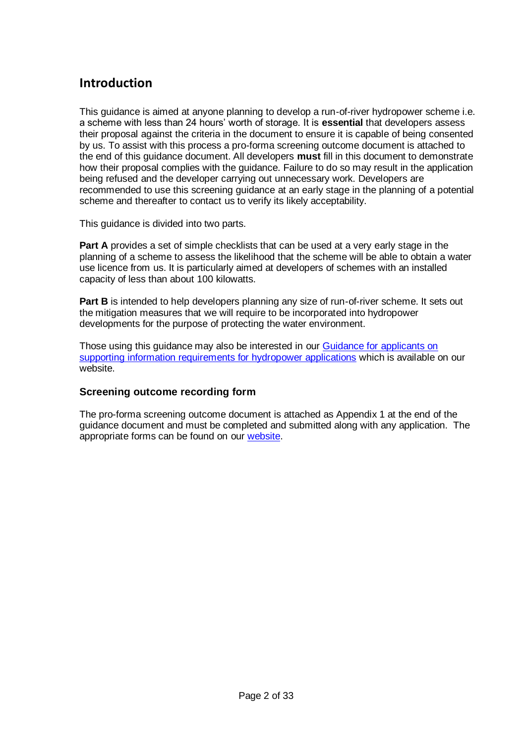## Introduction

This guidance is aimed at anyone planning to develop a run-of-river hydropower scheme i.e. a scheme with less than 24 hours' worth of storage. It is **essential** that developers assess their proposal against the criteria in the document to ensure it is capable of being consented by us. To assist with this process a pro-forma screening outcome document is attached to the end of this guidance document. All developers **must** fill in this document to demonstrate how their proposal complies with the guidance. Failure to do so may result in the application being refused and the developer carrying out unnecessary work. Developers are recommended to use this screening guidance at an early stage in the planning of a potential scheme and thereafter to contact us to verify its likely acceptability.

This guidance is divided into two parts.

**Part A** provides a set of simple checklists that can be used at a very early stage in the planning of a scheme to assess the likelihood that the scheme will be able to obtain a water use licence from us. It is particularly aimed at developers of schemes with an installed capacity of less than about 100 kilowatts.

**Part B** is intended to help developers planning any size of run-of-river scheme. It sets out the mitigation measures that we will require to be incorporated into hydropower developments for the purpose of protecting the water environment.

Those using this guidance may also be interested in our Guidance for applicants on supporting information requirements for hydropower applications which is available on our website.

### Screening outcome recording form

The pro-forma screening outcome document is attached as Appendix 1 at the end of the guidance document and must be completed and submitted along with any application. The appropriate forms can be found on our website.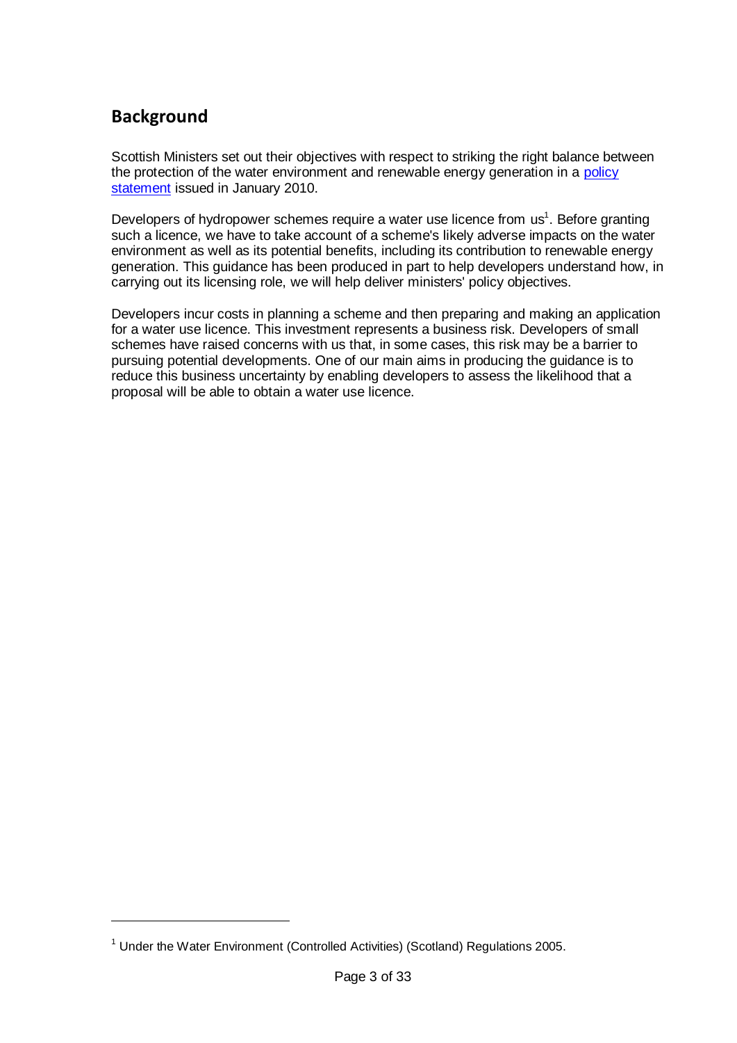## Background

Scottish Ministers set out their objectives with respect to striking the right balance between the protection of the water environment and renewable energy generation in a policy statement issued in January 2010.

Developers of hydropower schemes require a water use licence from us[1]. Before granting such a licence, we have to take account of a scheme's likely adverse impacts on the water environment as well as its potential benefits, including its contribution to renewable energy generation. This guidance has been produced in part to help developers understand how, in carrying out its licensing role, we will help deliver ministers' policy objectives.

Developers incur costs in planning a scheme and then preparing and making an application for a water use licence. This investment represents a business risk. Developers of small schemes have raised concerns with us that, in some cases, this risk may be a barrier to pursuing potential developments. One of our main aims in producing the guidance is to reduce this business uncertainty by enabling developers to assess the likelihood that a proposal will be able to obtain a water use licence.

---

[1] Under the Water Environment (Controlled Activities) (Scotland) Regulations 2005.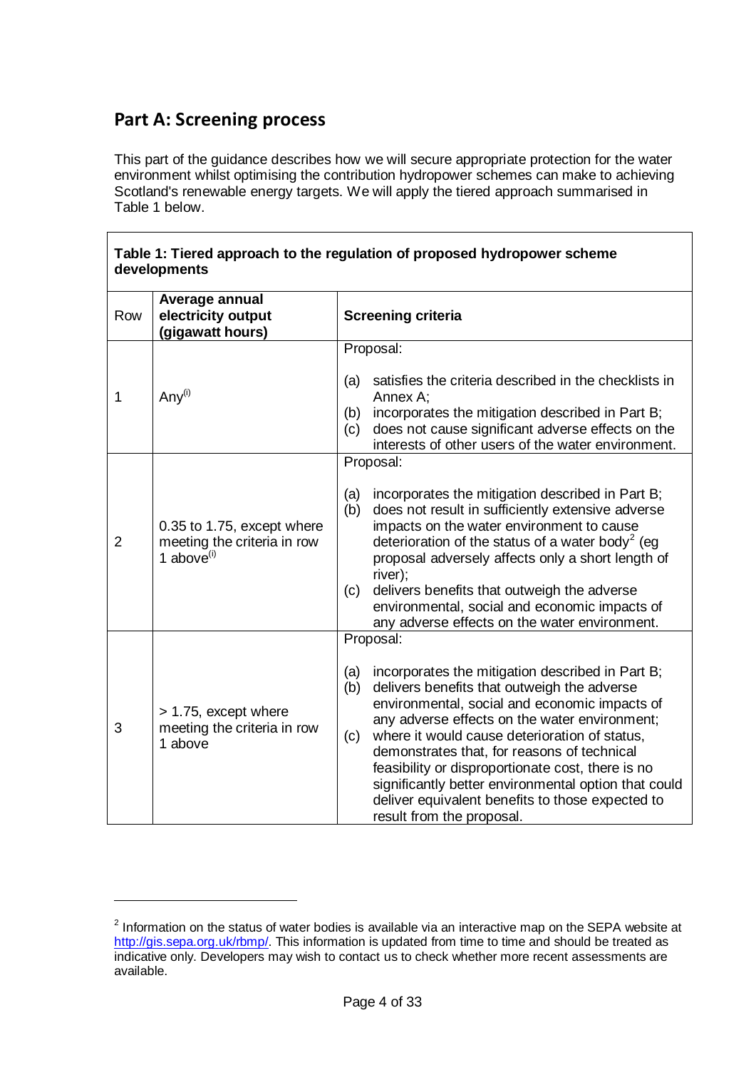## Part A: Screening process

This part of the guidance describes how we will secure appropriate protection for the water environment whilst optimising the contribution hydropower schemes can make to achieving Scotland's renewable energy targets. We will apply the tiered approach summarised in Table 1 below.

**Table 1: Tiered approach to the regulation of proposed hydropower scheme developments**

| Row | Average annual electricity output (gigawatt hours) | Screening criteria |
|---|---|---|
| 1 | Any[(i)] | Proposal:<br><br>(a) satisfies the criteria described in the checklists in Annex A;<br>(b) incorporates the mitigation described in Part B;<br>(c) does not cause significant adverse effects on the interests of other users of the water environment. |
| 2 | 0.35 to 1.75, except where meeting the criteria in row 1 above[(i)] | Proposal:<br><br>(a) incorporates the mitigation described in Part B;<br>(b) does not result in sufficiently extensive adverse impacts on the water environment to cause deterioration of the status of a water body[2] (eg proposal adversely affects only a short length of river);<br>(c) delivers benefits that outweigh the adverse environmental, social and economic impacts of any adverse effects on the water environment. |
| 3 | > 1.75, except where meeting the criteria in row 1 above | Proposal:<br><br>(a) incorporates the mitigation described in Part B;<br>(b) delivers benefits that outweigh the adverse environmental, social and economic impacts of any adverse effects on the water environment;<br>(c) where it would cause deterioration of status, demonstrates that, for reasons of technical feasibility or disproportionate cost, there is no significantly better environmental option that could deliver equivalent benefits to those expected to result from the proposal. |

[2] Information on the status of water bodies is available via an interactive map on the SEPA website at http://gis.sepa.org.uk/rbmp/. This information is updated from time to time and should be treated as indicative only. Developers may wish to contact us to check whether more recent assessments are available.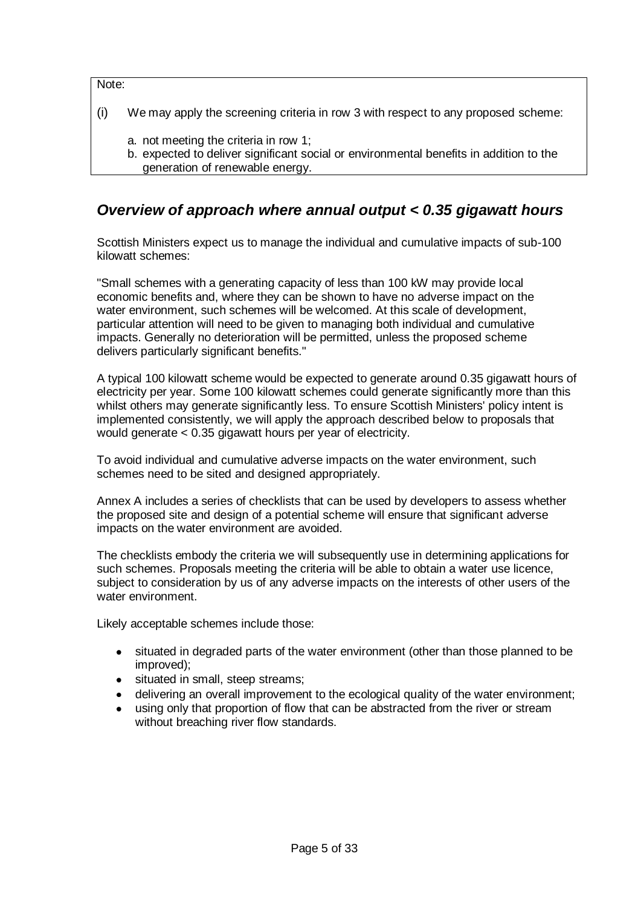Note:

(i) We may apply the screening criteria in row 3 with respect to any proposed scheme:

a. not meeting the criteria in row 1;
b. expected to deliver significant social or environmental benefits in addition to the generation of renewable energy.

## *Overview of approach where annual output < 0.35 gigawatt hours*

Scottish Ministers expect us to manage the individual and cumulative impacts of sub-100 kilowatt schemes:

"Small schemes with a generating capacity of less than 100 kW may provide local economic benefits and, where they can be shown to have no adverse impact on the water environment, such schemes will be welcomed. At this scale of development, particular attention will need to be given to managing both individual and cumulative impacts. Generally no deterioration will be permitted, unless the proposed scheme delivers particularly significant benefits."

A typical 100 kilowatt scheme would be expected to generate around 0.35 gigawatt hours of electricity per year. Some 100 kilowatt schemes could generate significantly more than this whilst others may generate significantly less. To ensure Scottish Ministers' policy intent is implemented consistently, we will apply the approach described below to proposals that would generate < 0.35 gigawatt hours per year of electricity.

To avoid individual and cumulative adverse impacts on the water environment, such schemes need to be sited and designed appropriately.

Annex A includes a series of checklists that can be used by developers to assess whether the proposed site and design of a potential scheme will ensure that significant adverse impacts on the water environment are avoided.

The checklists embody the criteria we will subsequently use in determining applications for such schemes. Proposals meeting the criteria will be able to obtain a water use licence, subject to consideration by us of any adverse impacts on the interests of other users of the water environment.

Likely acceptable schemes include those:

- situated in degraded parts of the water environment (other than those planned to be improved);
- situated in small, steep streams;
- delivering an overall improvement to the ecological quality of the water environment;
- using only that proportion of flow that can be abstracted from the river or stream without breaching river flow standards.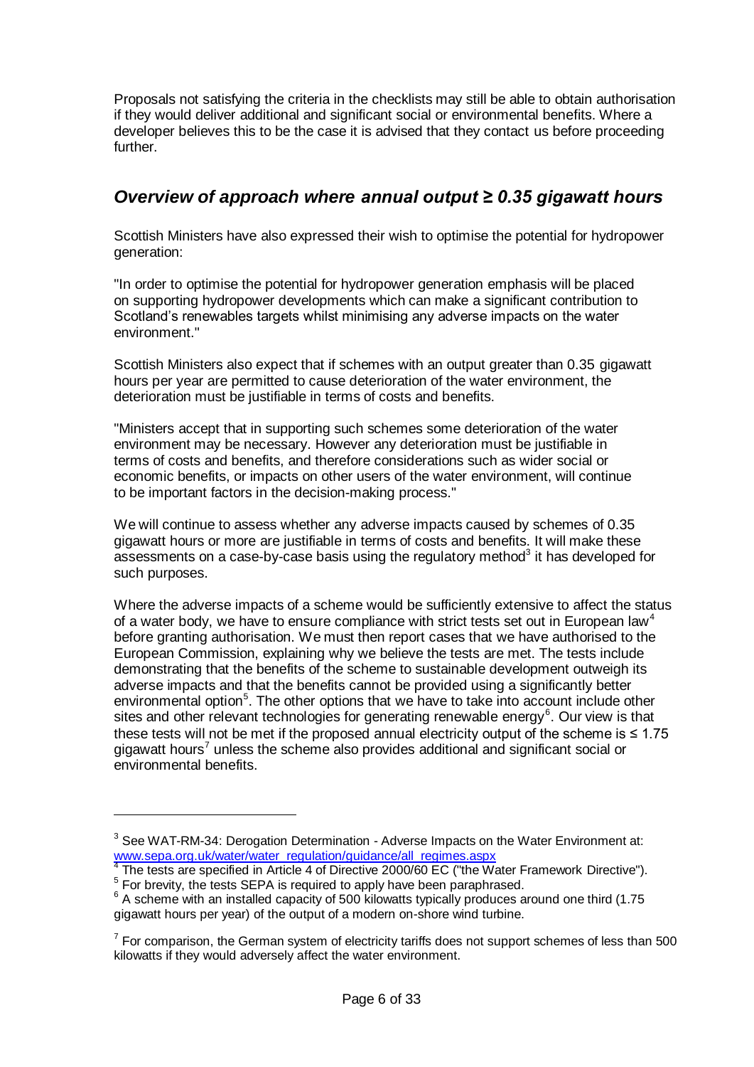Proposals not satisfying the criteria in the checklists may still be able to obtain authorisation if they would deliver additional and significant social or environmental benefits. Where a developer believes this to be the case it is advised that they contact us before proceeding further.

## *Overview of approach where annual output ≥ 0.35 gigawatt hours*

Scottish Ministers have also expressed their wish to optimise the potential for hydropower generation:

"In order to optimise the potential for hydropower generation emphasis will be placed on supporting hydropower developments which can make a significant contribution to Scotland's renewables targets whilst minimising any adverse impacts on the water environment."

Scottish Ministers also expect that if schemes with an output greater than 0.35 gigawatt hours per year are permitted to cause deterioration of the water environment, the deterioration must be justifiable in terms of costs and benefits.

"Ministers accept that in supporting such schemes some deterioration of the water environment may be necessary. However any deterioration must be justifiable in terms of costs and benefits, and therefore considerations such as wider social or economic benefits, or impacts on other users of the water environment, will continue to be important factors in the decision-making process."

We will continue to assess whether any adverse impacts caused by schemes of 0.35 gigawatt hours or more are justifiable in terms of costs and benefits. It will make these assessments on a case-by-case basis using the regulatory method[3] it has developed for such purposes.

Where the adverse impacts of a scheme would be sufficiently extensive to affect the status of a water body, we have to ensure compliance with strict tests set out in European law[4] before granting authorisation. We must then report cases that we have authorised to the European Commission, explaining why we believe the tests are met. The tests include demonstrating that the benefits of the scheme to sustainable development outweigh its adverse impacts and that the benefits cannot be provided using a significantly better environmental option[5]. The other options that we have to take into account include other sites and other relevant technologies for generating renewable energy[6]. Our view is that these tests will not be met if the proposed annual electricity output of the scheme is ≤ 1.75 gigawatt hours[7] unless the scheme also provides additional and significant social or environmental benefits.

---

[3] See WAT-RM-34: Derogation Determination - Adverse Impacts on the Water Environment at: www.sepa.org.uk/water/water_regulation/guidance/all_regimes.aspx

[4] The tests are specified in Article 4 of Directive 2000/60 EC ("the Water Framework Directive").

[5] For brevity, the tests SEPA is required to apply have been paraphrased.

[6] A scheme with an installed capacity of 500 kilowatts typically produces around one third (1.75 gigawatt hours per year) of the output of a modern on-shore wind turbine.

[7] For comparison, the German system of electricity tariffs does not support schemes of less than 500 kilowatts if they would adversely affect the water environment.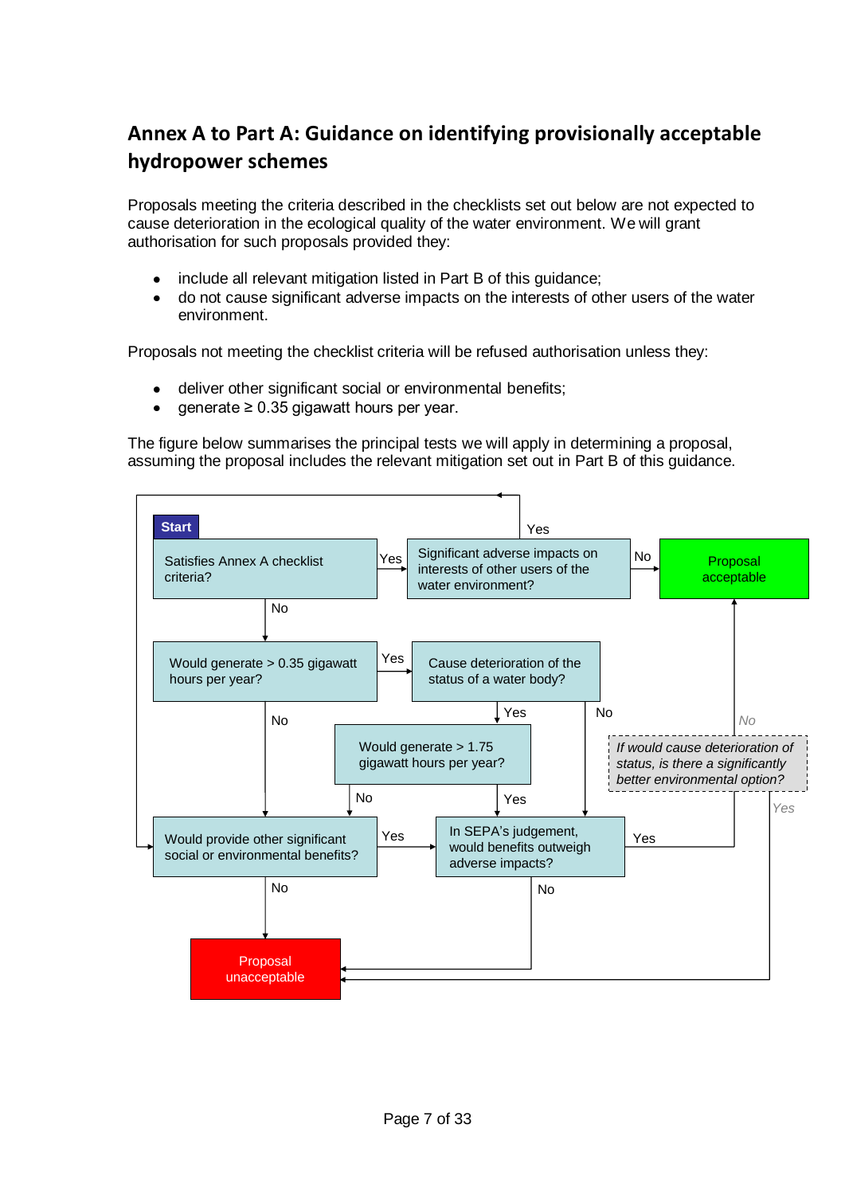## Annex A to Part A: Guidance on identifying provisionally acceptable hydropower schemes

Proposals meeting the criteria described in the checklists set out below are not expected to cause deterioration in the ecological quality of the water environment. We will grant authorisation for such proposals provided they:

- include all relevant mitigation listed in Part B of this guidance;
- do not cause significant adverse impacts on the interests of other users of the water environment.

Proposals not meeting the checklist criteria will be refused authorisation unless they:

- deliver other significant social or environmental benefits;
- generate ≥ 0.35 gigawatt hours per year.

The figure below summarises the principal tests we will apply in determining a proposal, assuming the proposal includes the relevant mitigation set out in Part B of this guidance.

**Start**

- Satisfies Annex A checklist criteria?
  - Yes → Significant adverse impacts on interests of other users of the water environment?
    - No → Proposal acceptable
    - Yes → Would provide other significant social or environmental benefits?
  - No → Would generate > 0.35 gigawatt hours per year?
    - Yes → Cause deterioration of the status of a water body?
      - Yes → Would generate > 1.75 gigawatt hours per year?
        - Yes → In SEPA's judgement, would benefits outweigh adverse impacts?
        - No → Would provide other significant social or environmental benefits?
      - No → In SEPA's judgement, would benefits outweigh adverse impacts?
    - No → Would provide other significant social or environmental benefits?
- Would provide other significant social or environmental benefits?
  - Yes → In SEPA's judgement, would benefits outweigh adverse impacts?
  - No → Proposal unacceptable
- In SEPA's judgement, would benefits outweigh adverse impacts?
  - Yes → *If would cause deterioration of status, is there a significantly better environmental option?*
    - *No* → Proposal acceptable
    - *Yes* → Proposal unacceptable
  - No → Proposal unacceptable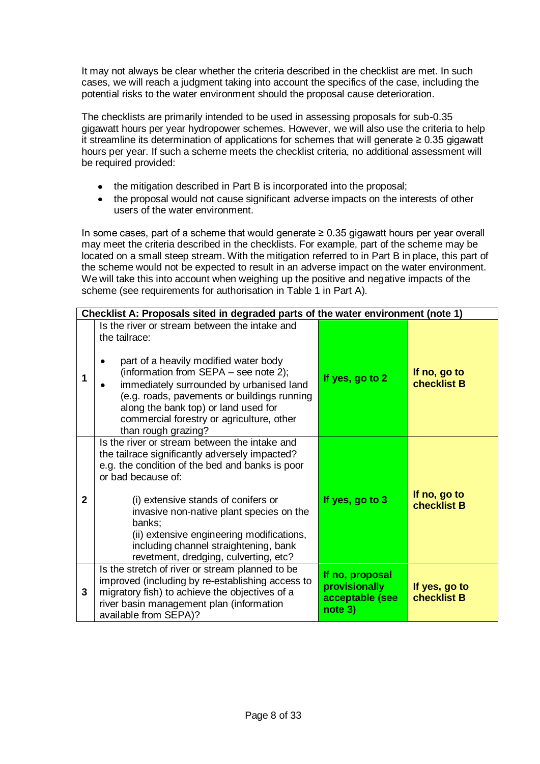It may not always be clear whether the criteria described in the checklist are met. In such cases, we will reach a judgment taking into account the specifics of the case, including the potential risks to the water environment should the proposal cause deterioration.

The checklists are primarily intended to be used in assessing proposals for sub-0.35 gigawatt hours per year hydropower schemes. However, we will also use the criteria to help it streamline its determination of applications for schemes that will generate ≥ 0.35 gigawatt hours per year. If such a scheme meets the checklist criteria, no additional assessment will be required provided:

- the mitigation described in Part B is incorporated into the proposal;
- the proposal would not cause significant adverse impacts on the interests of other users of the water environment.

In some cases, part of a scheme that would generate ≥ 0.35 gigawatt hours per year overall may meet the criteria described in the checklists. For example, part of the scheme may be located on a small steep stream. With the mitigation referred to in Part B in place, this part of the scheme would not be expected to result in an adverse impact on the water environment. We will take this into account when weighing up the positive and negative impacts of the scheme (see requirements for authorisation in Table 1 in Part A).

| **Checklist A: Proposals sited in degraded parts of the water environment (note 1)** | | | |
|---|---|---|---|
| **1** | Is the river or stream between the intake and the tailrace:<br>• part of a heavily modified water body (information from SEPA – see note 2);<br>• immediately surrounded by urbanised land (e.g. roads, pavements or buildings running along the bank top) or land used for commercial forestry or agriculture, other than rough grazing? | **If yes, go to 2** | **If no, go to checklist B** |
| **2** | Is the river or stream between the intake and the tailrace significantly adversely impacted? e.g. the condition of the bed and banks is poor or bad because of:<br>(i) extensive stands of conifers or invasive non-native plant species on the banks;<br>(ii) extensive engineering modifications, including channel straightening, bank revetment, dredging, culverting, etc? | **If yes, go to 3** | **If no, go to checklist B** |
| **3** | Is the stretch of river or stream planned to be improved (including by re-establishing access to migratory fish) to achieve the objectives of a river basin management plan (information available from SEPA)? | **If no, proposal provisionally acceptable (see note 3)** | **If yes, go to checklist B** |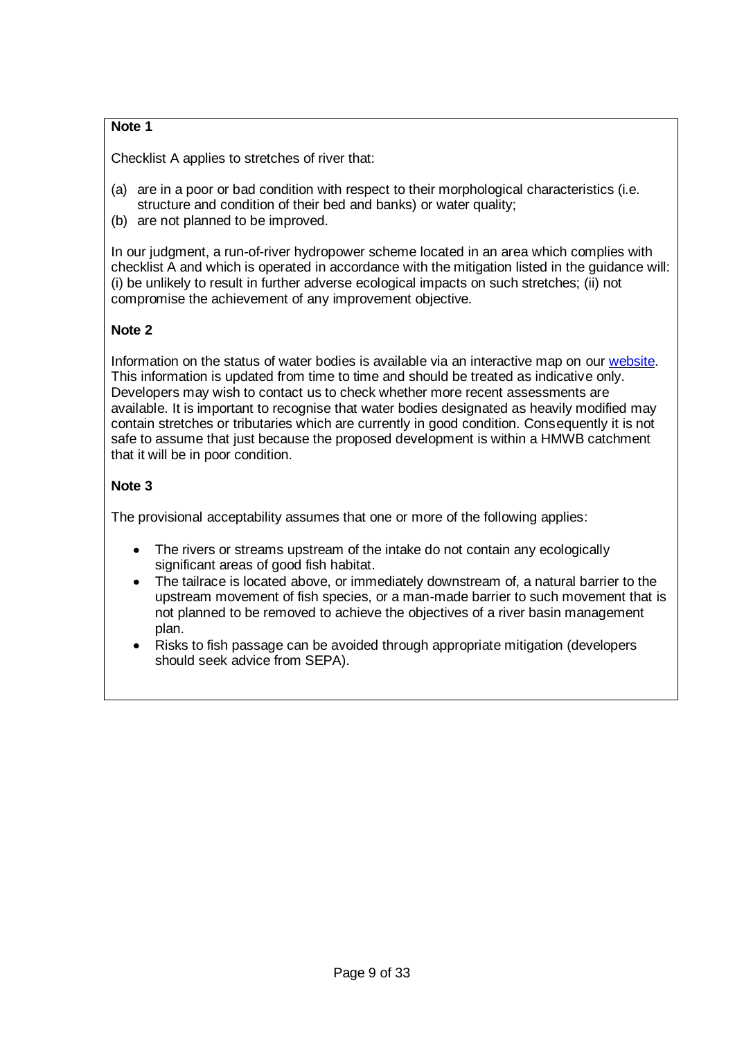**Note 1**

Checklist A applies to stretches of river that:

(a) are in a poor or bad condition with respect to their morphological characteristics (i.e. structure and condition of their bed and banks) or water quality;
(b) are not planned to be improved.

In our judgment, a run-of-river hydropower scheme located in an area which complies with checklist A and which is operated in accordance with the mitigation listed in the guidance will: (i) be unlikely to result in further adverse ecological impacts on such stretches; (ii) not compromise the achievement of any improvement objective.

**Note 2**

Information on the status of water bodies is available via an interactive map on our website. This information is updated from time to time and should be treated as indicative only. Developers may wish to contact us to check whether more recent assessments are available. It is important to recognise that water bodies designated as heavily modified may contain stretches or tributaries which are currently in good condition. Consequently it is not safe to assume that just because the proposed development is within a HMWB catchment that it will be in poor condition.

**Note 3**

The provisional acceptability assumes that one or more of the following applies:

- The rivers or streams upstream of the intake do not contain any ecologically significant areas of good fish habitat.
- The tailrace is located above, or immediately downstream of, a natural barrier to the upstream movement of fish species, or a man-made barrier to such movement that is not planned to be removed to achieve the objectives of a river basin management plan.
- Risks to fish passage can be avoided through appropriate mitigation (developers should seek advice from SEPA).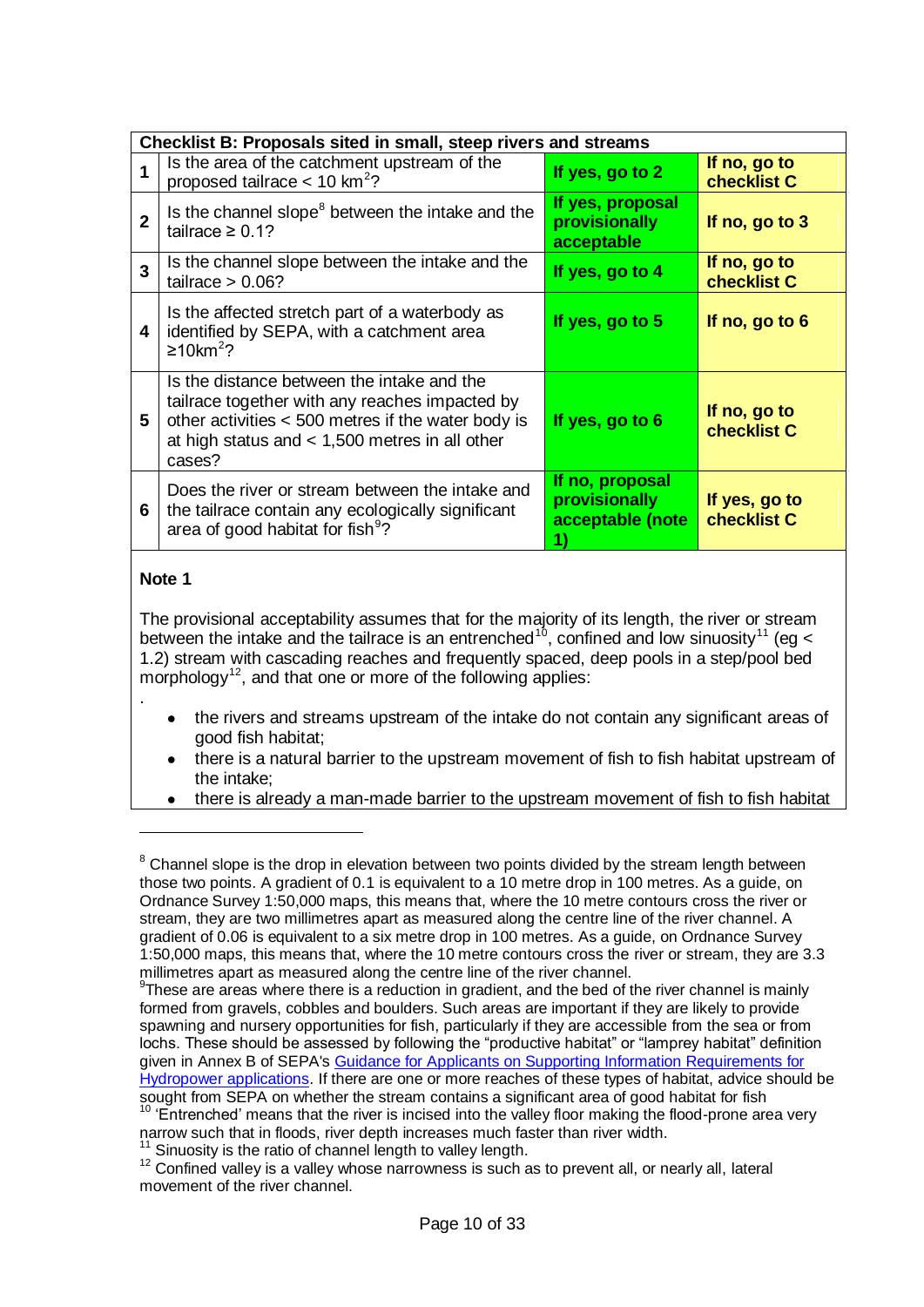| Checklist B: Proposals sited in small, steep rivers and streams | | | |
|---|---|---|---|
| 1 | Is the area of the catchment upstream of the proposed tailrace < 10 $km^2$? | **If yes, go to 2** | **If no, go to checklist C** |
| 2 | Is the channel slope[8] between the intake and the tailrace ≥ 0.1? | **If yes, proposal provisionally acceptable** | **If no, go to 3** |
| 3 | Is the channel slope between the intake and the tailrace > 0.06? | **If yes, go to 4** | **If no, go to checklist C** |
| 4 | Is the affected stretch part of a waterbody as identified by SEPA, with a catchment area ≥10$km^2$? | **If yes, go to 5** | **If no, go to 6** |
| 5 | Is the distance between the intake and the tailrace together with any reaches impacted by other activities < 500 metres if the water body is at high status and < 1,500 metres in all other cases? | **If yes, go to 6** | **If no, go to checklist C** |
| 6 | Does the river or stream between the intake and the tailrace contain any ecologically significant area of good habitat for fish[9]? | **If no, proposal provisionally acceptable (note 1)** | **If yes, go to checklist C** |

**Note 1**

The provisional acceptability assumes that for the majority of its length, the river or stream between the intake and the tailrace is an entrenched[10], confined and low sinuosity[11] (eg < 1.2) stream with cascading reaches and frequently spaced, deep pools in a step/pool bed morphology[12], and that one or more of the following applies:

.

- the rivers and streams upstream of the intake do not contain any significant areas of good fish habitat;
- there is a natural barrier to the upstream movement of fish to fish habitat upstream of the intake;
- there is already a man-made barrier to the upstream movement of fish to fish habitat

---

[8] Channel slope is the drop in elevation between two points divided by the stream length between those two points. A gradient of 0.1 is equivalent to a 10 metre drop in 100 metres. As a guide, on Ordnance Survey 1:50,000 maps, this means that, where the 10 metre contours cross the river or stream, they are two millimetres apart as measured along the centre line of the river channel. A gradient of 0.06 is equivalent to a six metre drop in 100 metres. As a guide, on Ordnance Survey 1:50,000 maps, this means that, where the 10 metre contours cross the river or stream, they are 3.3 millimetres apart as measured along the centre line of the river channel.

[9] These are areas where there is a reduction in gradient, and the bed of the river channel is mainly formed from gravels, cobbles and boulders. Such areas are important if they are likely to provide spawning and nursery opportunities for fish, particularly if they are accessible from the sea or from lochs. These should be assessed by following the "productive habitat" or "lamprey habitat" definition given in Annex B of SEPA's [Guidance for Applicants on Supporting Information Requirements for Hydropower applications](). If there are one or more reaches of these types of habitat, advice should be sought from SEPA on whether the stream contains a significant area of good habitat for fish

[10] 'Entrenched' means that the river is incised into the valley floor making the flood-prone area very narrow such that in floods, river depth increases much faster than river width.

[11] Sinuosity is the ratio of channel length to valley length.

[12] Confined valley is a valley whose narrowness is such as to prevent all, or nearly all, lateral movement of the river channel.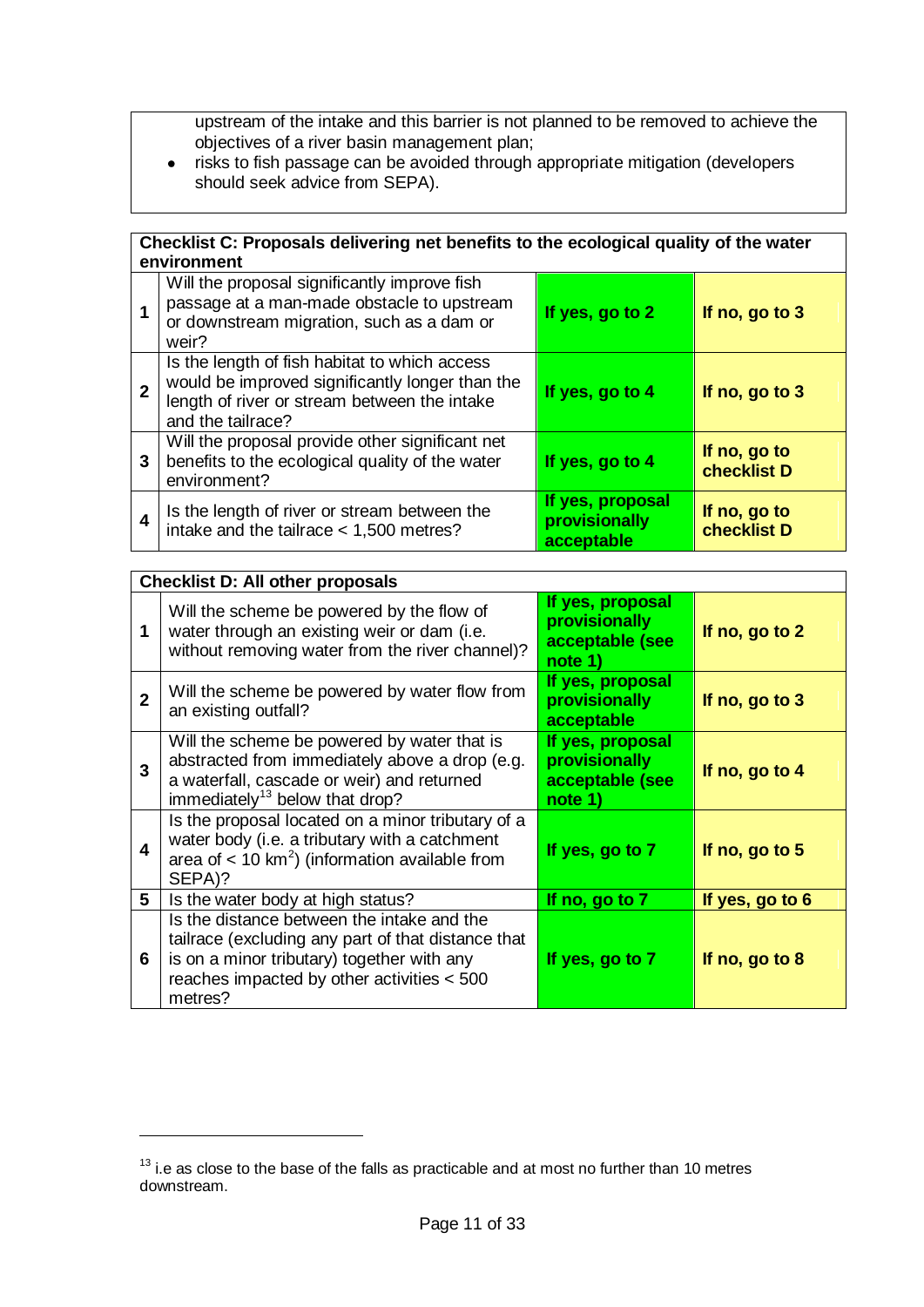upstream of the intake and this barrier is not planned to be removed to achieve the objectives of a river basin management plan;

- risks to fish passage can be avoided through appropriate mitigation (developers should seek advice from SEPA).

| **Checklist C: Proposals delivering net benefits to the ecological quality of the water environment** | | | |
|---|---|---|---|
| **1** | Will the proposal significantly improve fish passage at a man-made obstacle to upstream or downstream migration, such as a dam or weir? | **If yes, go to 2** | **If no, go to 3** |
| **2** | Is the length of fish habitat to which access would be improved significantly longer than the length of river or stream between the intake and the tailrace? | **If yes, go to 4** | **If no, go to 3** |
| **3** | Will the proposal provide other significant net benefits to the ecological quality of the water environment? | **If yes, go to 4** | **If no, go to checklist D** |
| **4** | Is the length of river or stream between the intake and the tailrace < 1,500 metres? | **If yes, proposal provisionally acceptable** | **If no, go to checklist D** |

| **Checklist D: All other proposals** | | | |
|---|---|---|---|
| **1** | Will the scheme be powered by the flow of water through an existing weir or dam (i.e. without removing water from the river channel)? | **If yes, proposal provisionally acceptable (see note 1)** | **If no, go to 2** |
| **2** | Will the scheme be powered by water flow from an existing outfall? | **If yes, proposal provisionally acceptable** | **If no, go to 3** |
| **3** | Will the scheme be powered by water that is abstracted from immediately above a drop (e.g. a waterfall, cascade or weir) and returned immediately[13] below that drop? | **If yes, proposal provisionally acceptable (see note 1)** | **If no, go to 4** |
| **4** | Is the proposal located on a minor tributary of a water body (i.e. a tributary with a catchment area of < 10 $km^2$) (information available from SEPA)? | **If yes, go to 7** | **If no, go to 5** |
| **5** | Is the water body at high status? | **If no, go to 7** | **If yes, go to 6** |
| **6** | Is the distance between the intake and the tailrace (excluding any part of that distance that is on a minor tributary) together with any reaches impacted by other activities < 500 metres? | **If yes, go to 7** | **If no, go to 8** |

[13] i.e as close to the base of the falls as practicable and at most no further than 10 metres downstream.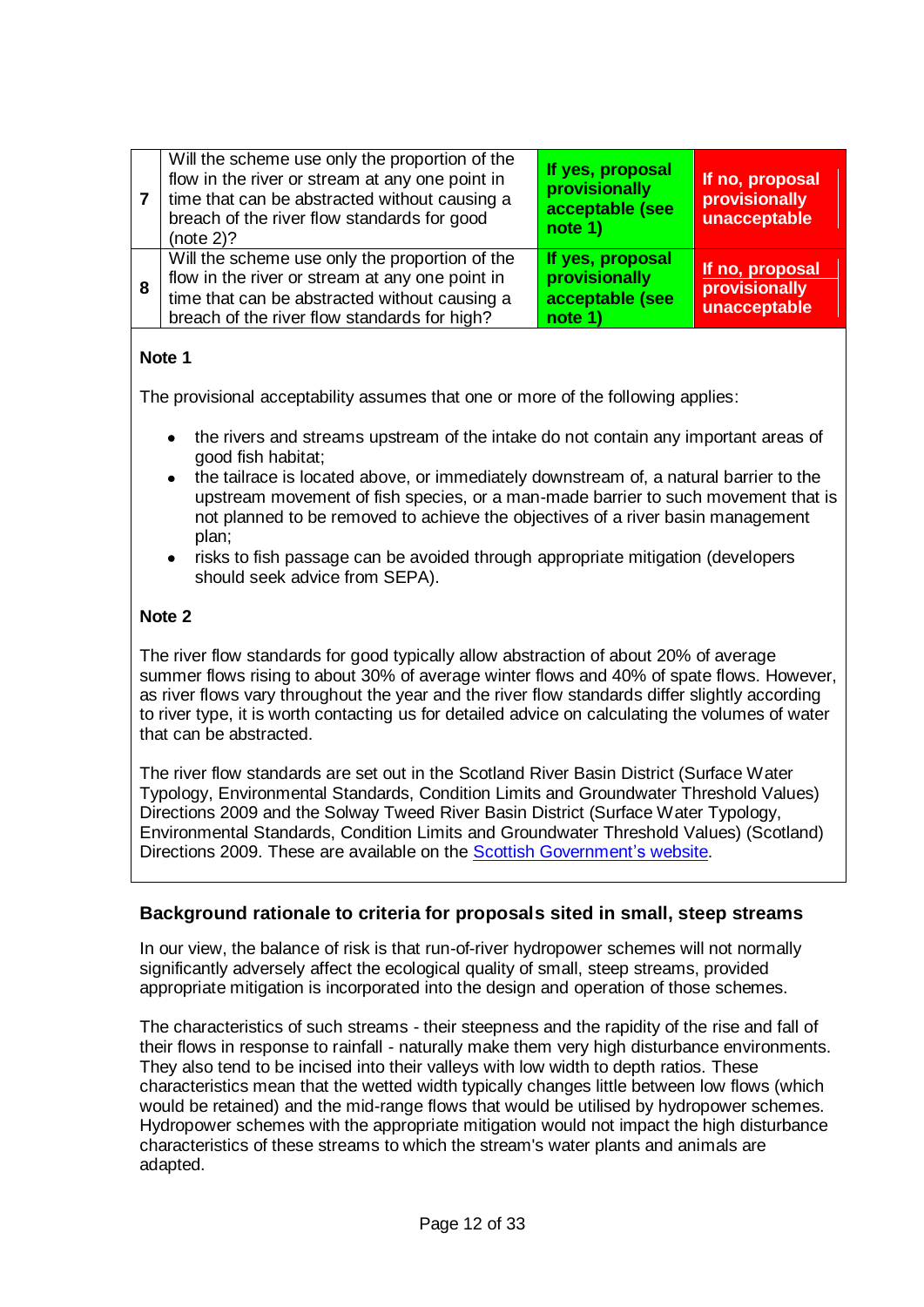| 7 | Will the scheme use only the proportion of the flow in the river or stream at any one point in time that can be abstracted without causing a breach of the river flow standards for good (note 2)? | **If yes, proposal provisionally acceptable (see note 1)** | **If no, proposal provisionally unacceptable** |
|---|---|---|---|
| 8 | Will the scheme use only the proportion of the flow in the river or stream at any one point in time that can be abstracted without causing a breach of the river flow standards for high? | **If yes, proposal provisionally acceptable (see note 1)** | **If no, proposal provisionally unacceptable** |

**Note 1**

The provisional acceptability assumes that one or more of the following applies:

- the rivers and streams upstream of the intake do not contain any important areas of good fish habitat;
- the tailrace is located above, or immediately downstream of, a natural barrier to the upstream movement of fish species, or a man-made barrier to such movement that is not planned to be removed to achieve the objectives of a river basin management plan;
- risks to fish passage can be avoided through appropriate mitigation (developers should seek advice from SEPA).

**Note 2**

The river flow standards for good typically allow abstraction of about 20% of average summer flows rising to about 30% of average winter flows and 40% of spate flows. However, as river flows vary throughout the year and the river flow standards differ slightly according to river type, it is worth contacting us for detailed advice on calculating the volumes of water that can be abstracted.

The river flow standards are set out in the Scotland River Basin District (Surface Water Typology, Environmental Standards, Condition Limits and Groundwater Threshold Values) Directions 2009 and the Solway Tweed River Basin District (Surface Water Typology, Environmental Standards, Condition Limits and Groundwater Threshold Values) (Scotland) Directions 2009. These are available on the Scottish Government's website.

### Background rationale to criteria for proposals sited in small, steep streams

In our view, the balance of risk is that run-of-river hydropower schemes will not normally significantly adversely affect the ecological quality of small, steep streams, provided appropriate mitigation is incorporated into the design and operation of those schemes.

The characteristics of such streams - their steepness and the rapidity of the rise and fall of their flows in response to rainfall - naturally make them very high disturbance environments. They also tend to be incised into their valleys with low width to depth ratios. These characteristics mean that the wetted width typically changes little between low flows (which would be retained) and the mid-range flows that would be utilised by hydropower schemes. Hydropower schemes with the appropriate mitigation would not impact the high disturbance characteristics of these streams to which the stream's water plants and animals are adapted.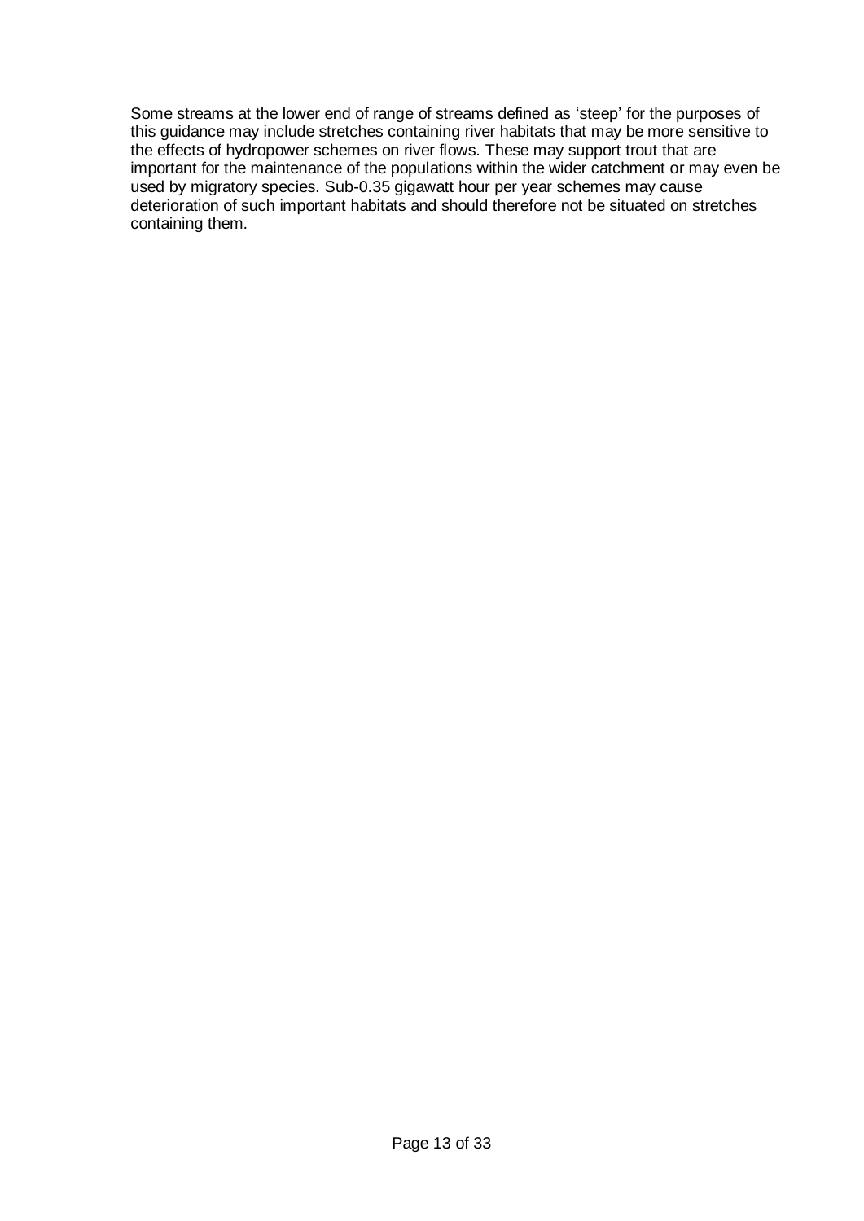Some streams at the lower end of range of streams defined as ‘steep’ for the purposes of this guidance may include stretches containing river habitats that may be more sensitive to the effects of hydropower schemes on river flows. These may support trout that are important for the maintenance of the populations within the wider catchment or may even be used by migratory species. Sub-0.35 gigawatt hour per year schemes may cause deterioration of such important habitats and should therefore not be situated on stretches containing them.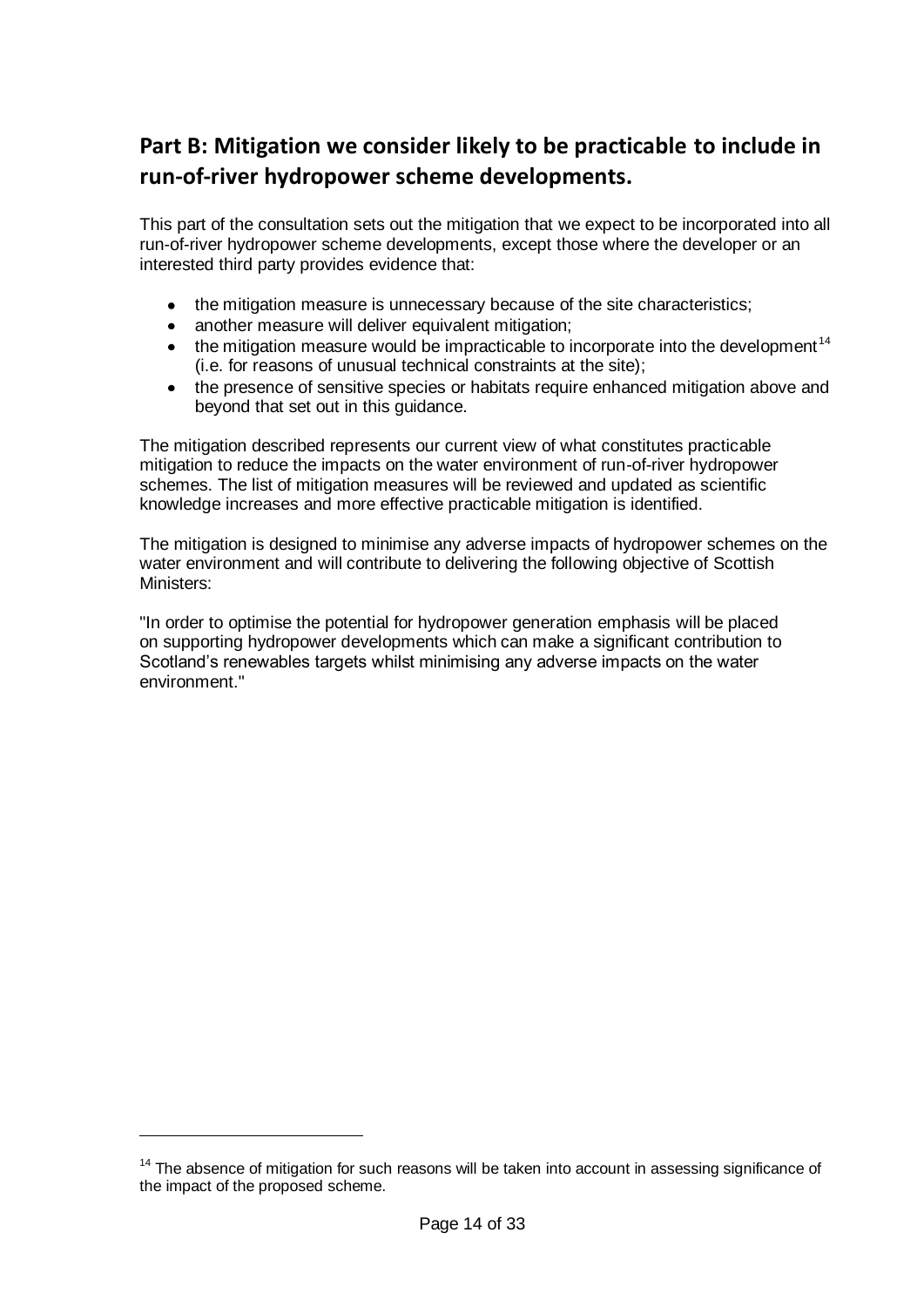## Part B: Mitigation we consider likely to be practicable to include in run-of-river hydropower scheme developments.

This part of the consultation sets out the mitigation that we expect to be incorporated into all run-of-river hydropower scheme developments, except those where the developer or an interested third party provides evidence that:

- the mitigation measure is unnecessary because of the site characteristics;
- another measure will deliver equivalent mitigation;
- the mitigation measure would be impracticable to incorporate into the development[14] (i.e. for reasons of unusual technical constraints at the site);
- the presence of sensitive species or habitats require enhanced mitigation above and beyond that set out in this guidance.

The mitigation described represents our current view of what constitutes practicable mitigation to reduce the impacts on the water environment of run-of-river hydropower schemes. The list of mitigation measures will be reviewed and updated as scientific knowledge increases and more effective practicable mitigation is identified.

The mitigation is designed to minimise any adverse impacts of hydropower schemes on the water environment and will contribute to delivering the following objective of Scottish Ministers:

"In order to optimise the potential for hydropower generation emphasis will be placed on supporting hydropower developments which can make a significant contribution to Scotland's renewables targets whilst minimising any adverse impacts on the water environment."

[14] The absence of mitigation for such reasons will be taken into account in assessing significance of the impact of the proposed scheme.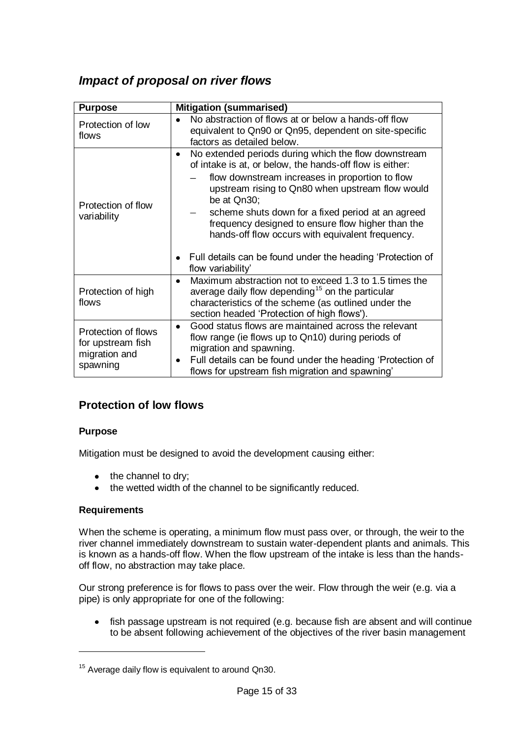## *Impact of proposal on river flows*

| Purpose | Mitigation (summarised) |
|---|---|
| Protection of low flows | • No abstraction of flows at or below a hands-off flow equivalent to Qn90 or Qn95, dependent on site-specific factors as detailed below. |
| Protection of flow variability | • No extended periods during which the flow downstream of intake is at, or below, the hands-off flow is either: <br> – flow downstream increases in proportion to flow upstream rising to Qn80 when upstream flow would be at Qn30; <br> – scheme shuts down for a fixed period at an agreed frequency designed to ensure flow higher than the hands-off flow occurs with equivalent frequency. <br><br> • Full details can be found under the heading 'Protection of flow variability' |
| Protection of high flows | • Maximum abstraction not to exceed 1.3 to 1.5 times the average daily flow depending[15] on the particular characteristics of the scheme (as outlined under the section headed 'Protection of high flows'). |
| Protection of flows for upstream fish migration and spawning | • Good status flows are maintained across the relevant flow range (ie flows up to Qn10) during periods of migration and spawning. <br> • Full details can be found under the heading 'Protection of flows for upstream fish migration and spawning' |

## Protection of low flows

### Purpose

Mitigation must be designed to avoid the development causing either:

- the channel to dry;
- the wetted width of the channel to be significantly reduced.

### Requirements

When the scheme is operating, a minimum flow must pass over, or through, the weir to the river channel immediately downstream to sustain water-dependent plants and animals. This is known as a hands-off flow. When the flow upstream of the intake is less than the hands-off flow, no abstraction may take place.

Our strong preference is for flows to pass over the weir. Flow through the weir (e.g. via a pipe) is only appropriate for one of the following:

- fish passage upstream is not required (e.g. because fish are absent and will continue to be absent following achievement of the objectives of the river basin management

[15] Average daily flow is equivalent to around Qn30.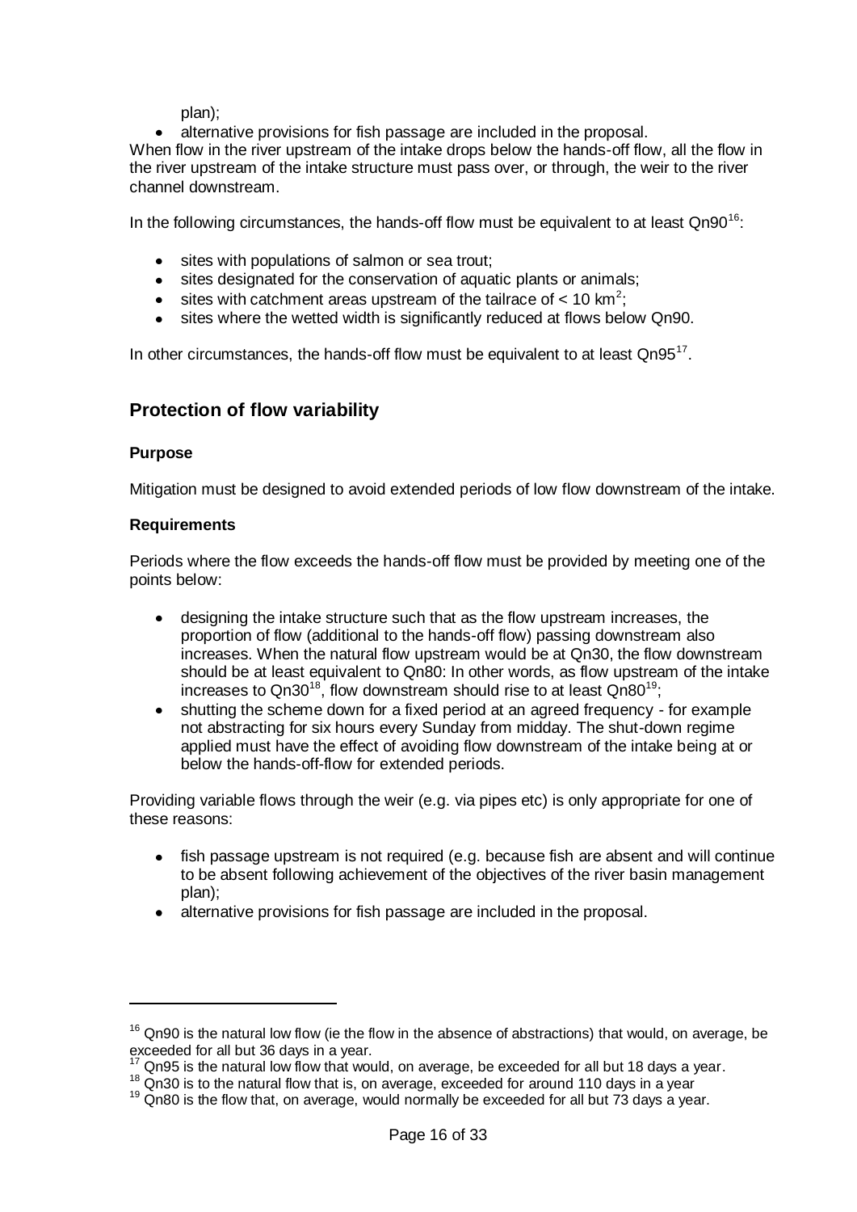plan);

- alternative provisions for fish passage are included in the proposal.

When flow in the river upstream of the intake drops below the hands-off flow, all the flow in the river upstream of the intake structure must pass over, or through, the weir to the river channel downstream.

In the following circumstances, the hands-off flow must be equivalent to at least Qn90[16]:

- sites with populations of salmon or sea trout;
- sites designated for the conservation of aquatic plants or animals;
- sites with catchment areas upstream of the tailrace of < 10 $km^2$;
- sites where the wetted width is significantly reduced at flows below Qn90.

In other circumstances, the hands-off flow must be equivalent to at least Qn95[17].

## Protection of flow variability

### Purpose

Mitigation must be designed to avoid extended periods of low flow downstream of the intake.

### Requirements

Periods where the flow exceeds the hands-off flow must be provided by meeting one of the points below:

- designing the intake structure such that as the flow upstream increases, the proportion of flow (additional to the hands-off flow) passing downstream also increases. When the natural flow upstream would be at Qn30, the flow downstream should be at least equivalent to Qn80: In other words, as flow upstream of the intake increases to Qn30[18], flow downstream should rise to at least Qn80[19];
- shutting the scheme down for a fixed period at an agreed frequency - for example not abstracting for six hours every Sunday from midday. The shut-down regime applied must have the effect of avoiding flow downstream of the intake being at or below the hands-off-flow for extended periods.

Providing variable flows through the weir (e.g. via pipes etc) is only appropriate for one of these reasons:

- fish passage upstream is not required (e.g. because fish are absent and will continue to be absent following achievement of the objectives of the river basin management plan);
- alternative provisions for fish passage are included in the proposal.

---

[16] Qn90 is the natural low flow (ie the flow in the absence of abstractions) that would, on average, be exceeded for all but 36 days in a year.

[17] Qn95 is the natural low flow that would, on average, be exceeded for all but 18 days a year.

[18] Qn30 is to the natural flow that is, on average, exceeded for around 110 days in a year

[19] Qn80 is the flow that, on average, would normally be exceeded for all but 73 days a year.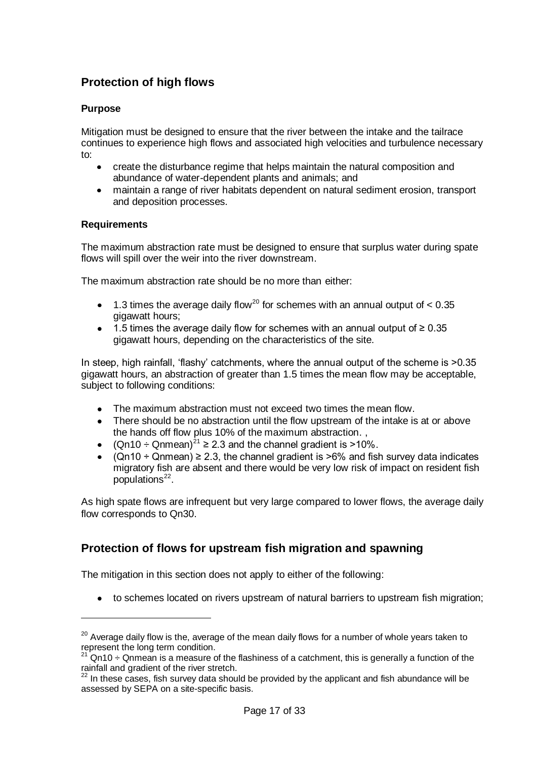## Protection of high flows

### Purpose

Mitigation must be designed to ensure that the river between the intake and the tailrace continues to experience high flows and associated high velocities and turbulence necessary to:

- create the disturbance regime that helps maintain the natural composition and abundance of water-dependent plants and animals; and
- maintain a range of river habitats dependent on natural sediment erosion, transport and deposition processes.

### Requirements

The maximum abstraction rate must be designed to ensure that surplus water during spate flows will spill over the weir into the river downstream.

The maximum abstraction rate should be no more than either:

- 1.3 times the average daily flow[20] for schemes with an annual output of < 0.35 gigawatt hours;
- 1.5 times the average daily flow for schemes with an annual output of ≥ 0.35 gigawatt hours, depending on the characteristics of the site.

In steep, high rainfall, 'flashy' catchments, where the annual output of the scheme is >0.35 gigawatt hours, an abstraction of greater than 1.5 times the mean flow may be acceptable, subject to following conditions:

- The maximum abstraction must not exceed two times the mean flow.
- There should be no abstraction until the flow upstream of the intake is at or above the hands off flow plus 10% of the maximum abstraction. ,
- (Qn10 ÷ Qnmean)[21] ≥ 2.3 and the channel gradient is >10%.
- (Qn10 ÷ Qnmean) ≥ 2.3, the channel gradient is >6% and fish survey data indicates migratory fish are absent and there would be very low risk of impact on resident fish populations[22].

As high spate flows are infrequent but very large compared to lower flows, the average daily flow corresponds to Qn30.

## Protection of flows for upstream fish migration and spawning

The mitigation in this section does not apply to either of the following:

- to schemes located on rivers upstream of natural barriers to upstream fish migration;

---

[20] Average daily flow is the, average of the mean daily flows for a number of whole years taken to represent the long term condition.

[21] Qn10 ÷ Qnmean is a measure of the flashiness of a catchment, this is generally a function of the rainfall and gradient of the river stretch.

[22] In these cases, fish survey data should be provided by the applicant and fish abundance will be assessed by SEPA on a site-specific basis.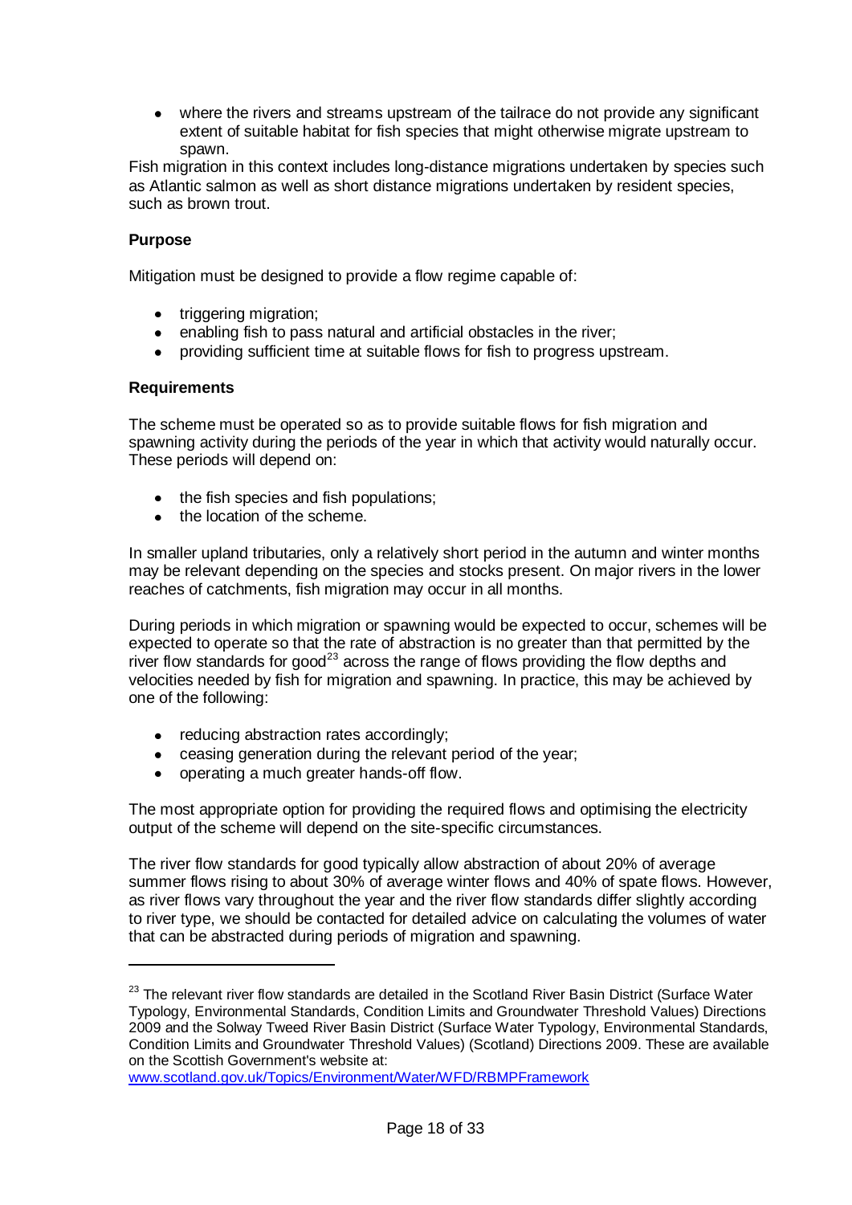- where the rivers and streams upstream of the tailrace do not provide any significant extent of suitable habitat for fish species that might otherwise migrate upstream to spawn.

Fish migration in this context includes long-distance migrations undertaken by species such as Atlantic salmon as well as short distance migrations undertaken by resident species, such as brown trout.

**Purpose**

Mitigation must be designed to provide a flow regime capable of:

- triggering migration;
- enabling fish to pass natural and artificial obstacles in the river;
- providing sufficient time at suitable flows for fish to progress upstream.

**Requirements**

The scheme must be operated so as to provide suitable flows for fish migration and spawning activity during the periods of the year in which that activity would naturally occur. These periods will depend on:

- the fish species and fish populations;
- the location of the scheme.

In smaller upland tributaries, only a relatively short period in the autumn and winter months may be relevant depending on the species and stocks present. On major rivers in the lower reaches of catchments, fish migration may occur in all months.

During periods in which migration or spawning would be expected to occur, schemes will be expected to operate so that the rate of abstraction is no greater than that permitted by the river flow standards for good[23] across the range of flows providing the flow depths and velocities needed by fish for migration and spawning. In practice, this may be achieved by one of the following:

- reducing abstraction rates accordingly;
- ceasing generation during the relevant period of the year;
- operating a much greater hands-off flow.

The most appropriate option for providing the required flows and optimising the electricity output of the scheme will depend on the site-specific circumstances.

The river flow standards for good typically allow abstraction of about 20% of average summer flows rising to about 30% of average winter flows and 40% of spate flows. However, as river flows vary throughout the year and the river flow standards differ slightly according to river type, we should be contacted for detailed advice on calculating the volumes of water that can be abstracted during periods of migration and spawning.

---

[23] The relevant river flow standards are detailed in the Scotland River Basin District (Surface Water Typology, Environmental Standards, Condition Limits and Groundwater Threshold Values) Directions 2009 and the Solway Tweed River Basin District (Surface Water Typology, Environmental Standards, Condition Limits and Groundwater Threshold Values) (Scotland) Directions 2009. These are available on the Scottish Government's website at: www.scotland.gov.uk/Topics/Environment/Water/WFD/RBMPFramework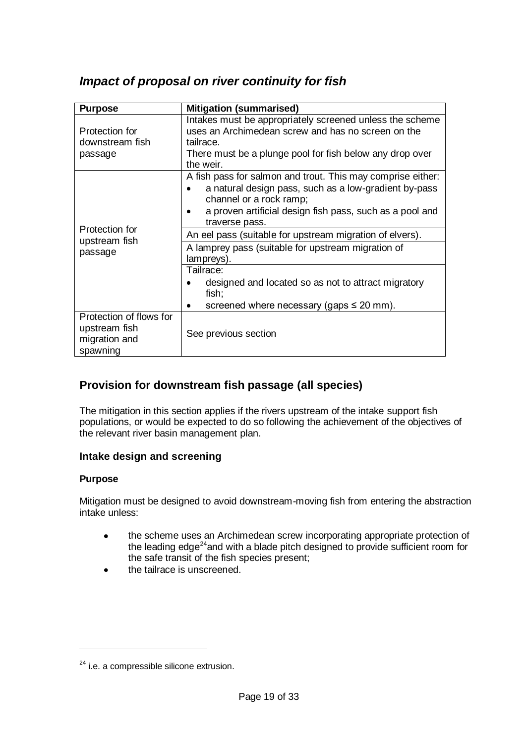## *Impact of proposal on river continuity for fish*

| Purpose | Mitigation (summarised) |
| --- | --- |
| Protection for downstream fish passage | Intakes must be appropriately screened unless the scheme uses an Archimedean screw and has no screen on the tailrace.<br>There must be a plunge pool for fish below any drop over the weir. |
| Protection for upstream fish passage | A fish pass for salmon and trout. This may comprise either:<br>• a natural design pass, such as a low-gradient by-pass channel or a rock ramp;<br>• a proven artificial design fish pass, such as a pool and traverse pass. |
| | An eel pass (suitable for upstream migration of elvers). |
| | A lamprey pass (suitable for upstream migration of lampreys). |
| | Tailrace:<br>• designed and located so as not to attract migratory fish;<br>• screened where necessary (gaps ≤ 20 mm). |
| Protection of flows for upstream fish migration and spawning | See previous section |

## Provision for downstream fish passage (all species)

The mitigation in this section applies if the rivers upstream of the intake support fish populations, or would be expected to do so following the achievement of the objectives of the relevant river basin management plan.

### Intake design and screening

#### Purpose

Mitigation must be designed to avoid downstream-moving fish from entering the abstraction intake unless:

- the scheme uses an Archimedean screw incorporating appropriate protection of the leading edge[24] and with a blade pitch designed to provide sufficient room for the safe transit of the fish species present;
- the tailrace is unscreened.

[24] i.e. a compressible silicone extrusion.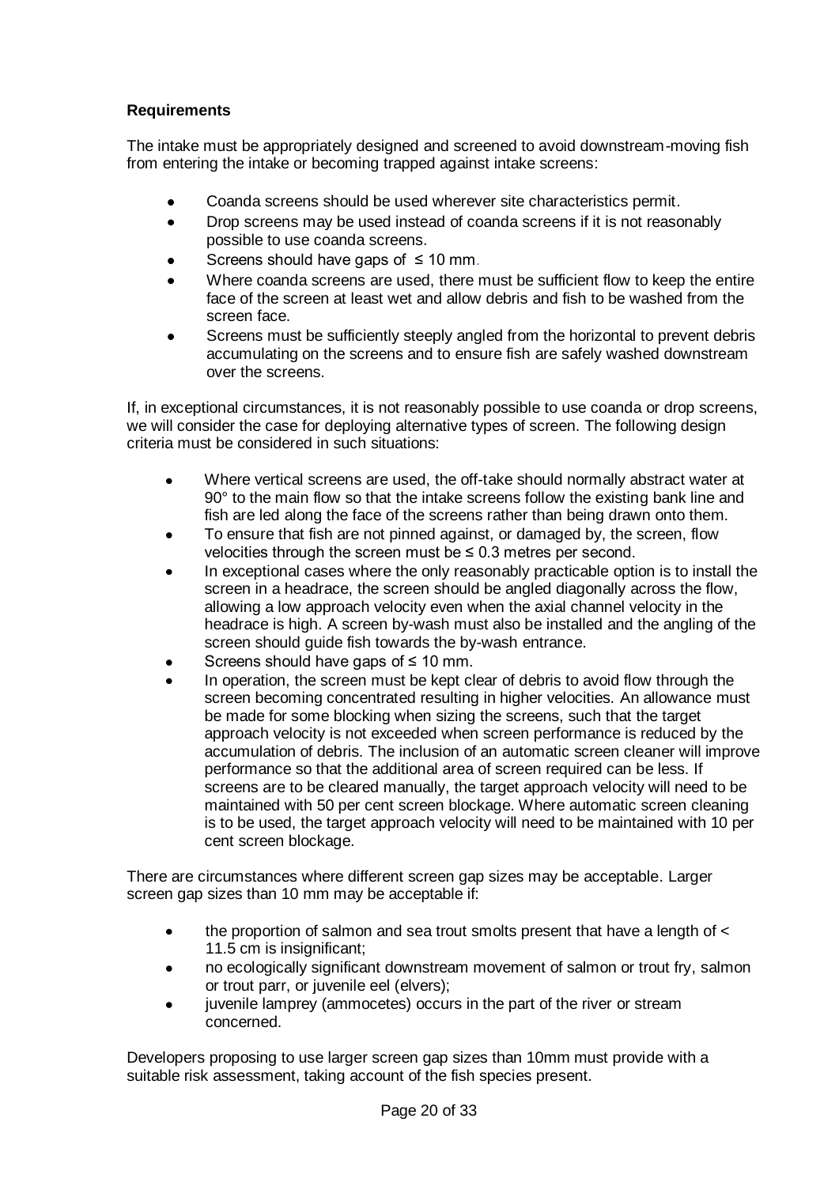**Requirements**

The intake must be appropriately designed and screened to avoid downstream-moving fish from entering the intake or becoming trapped against intake screens:

- Coanda screens should be used wherever site characteristics permit.
- Drop screens may be used instead of coanda screens if it is not reasonably possible to use coanda screens.
- Screens should have gaps of ≤ 10 mm.
- Where coanda screens are used, there must be sufficient flow to keep the entire face of the screen at least wet and allow debris and fish to be washed from the screen face.
- Screens must be sufficiently steeply angled from the horizontal to prevent debris accumulating on the screens and to ensure fish are safely washed downstream over the screens.

If, in exceptional circumstances, it is not reasonably possible to use coanda or drop screens, we will consider the case for deploying alternative types of screen. The following design criteria must be considered in such situations:

- Where vertical screens are used, the off-take should normally abstract water at 90° to the main flow so that the intake screens follow the existing bank line and fish are led along the face of the screens rather than being drawn onto them.
- To ensure that fish are not pinned against, or damaged by, the screen, flow velocities through the screen must be ≤ 0.3 metres per second.
- In exceptional cases where the only reasonably practicable option is to install the screen in a headrace, the screen should be angled diagonally across the flow, allowing a low approach velocity even when the axial channel velocity in the headrace is high. A screen by-wash must also be installed and the angling of the screen should guide fish towards the by-wash entrance.
- Screens should have gaps of ≤ 10 mm.
- In operation, the screen must be kept clear of debris to avoid flow through the screen becoming concentrated resulting in higher velocities. An allowance must be made for some blocking when sizing the screens, such that the target approach velocity is not exceeded when screen performance is reduced by the accumulation of debris. The inclusion of an automatic screen cleaner will improve performance so that the additional area of screen required can be less. If screens are to be cleared manually, the target approach velocity will need to be maintained with 50 per cent screen blockage. Where automatic screen cleaning is to be used, the target approach velocity will need to be maintained with 10 per cent screen blockage.

There are circumstances where different screen gap sizes may be acceptable. Larger screen gap sizes than 10 mm may be acceptable if:

- the proportion of salmon and sea trout smolts present that have a length of < 11.5 cm is insignificant;
- no ecologically significant downstream movement of salmon or trout fry, salmon or trout parr, or juvenile eel (elvers);
- juvenile lamprey (ammocetes) occurs in the part of the river or stream concerned.

Developers proposing to use larger screen gap sizes than 10mm must provide with a suitable risk assessment, taking account of the fish species present.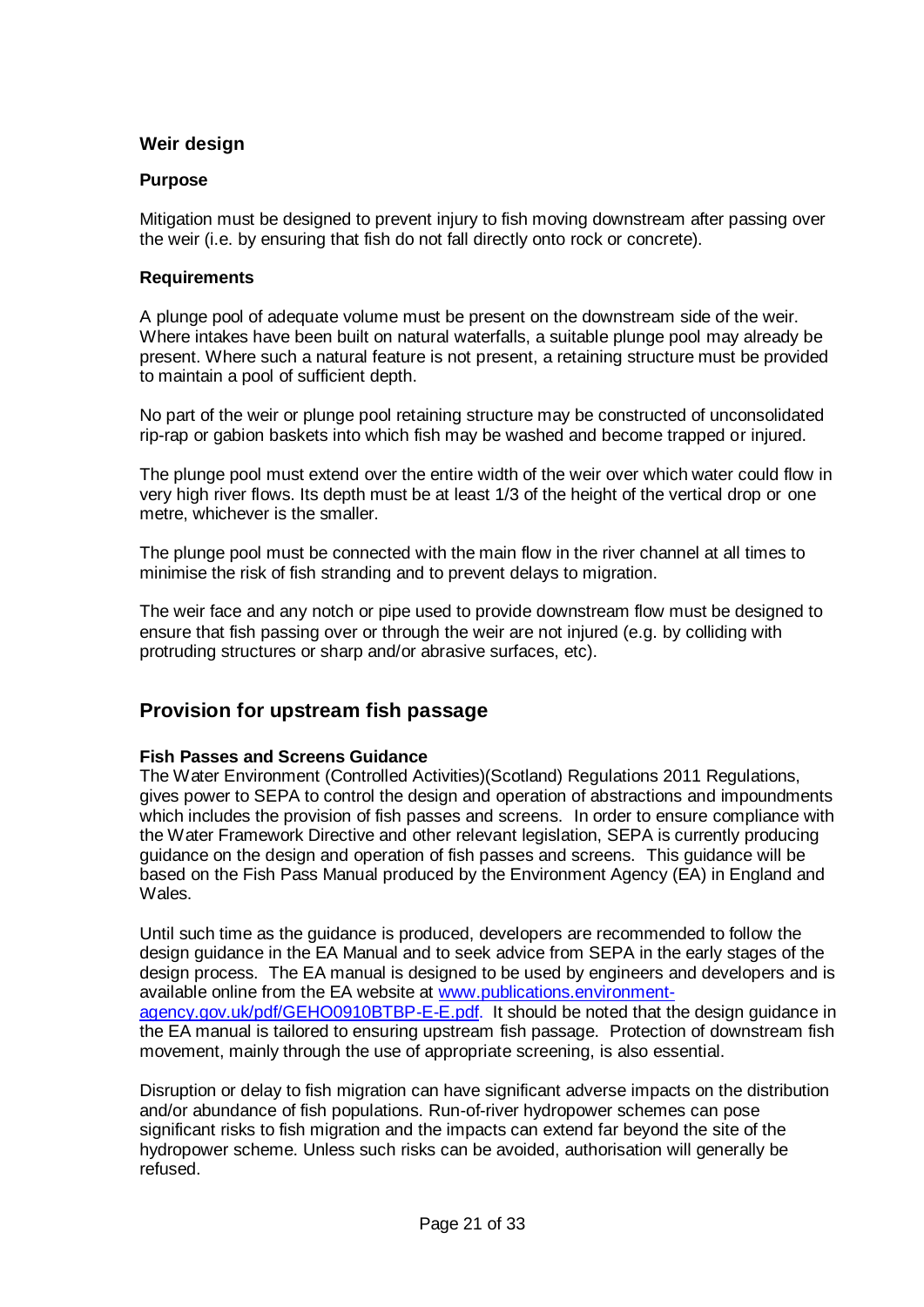### Weir design

#### Purpose

Mitigation must be designed to prevent injury to fish moving downstream after passing over the weir (i.e. by ensuring that fish do not fall directly onto rock or concrete).

#### Requirements

A plunge pool of adequate volume must be present on the downstream side of the weir. Where intakes have been built on natural waterfalls, a suitable plunge pool may already be present. Where such a natural feature is not present, a retaining structure must be provided to maintain a pool of sufficient depth.

No part of the weir or plunge pool retaining structure may be constructed of unconsolidated rip-rap or gabion baskets into which fish may be washed and become trapped or injured.

The plunge pool must extend over the entire width of the weir over which water could flow in very high river flows. Its depth must be at least 1/3 of the height of the vertical drop or one metre, whichever is the smaller.

The plunge pool must be connected with the main flow in the river channel at all times to minimise the risk of fish stranding and to prevent delays to migration.

The weir face and any notch or pipe used to provide downstream flow must be designed to ensure that fish passing over or through the weir are not injured (e.g. by colliding with protruding structures or sharp and/or abrasive surfaces, etc).

## Provision for upstream fish passage

#### Fish Passes and Screens Guidance

The Water Environment (Controlled Activities)(Scotland) Regulations 2011 Regulations, gives power to SEPA to control the design and operation of abstractions and impoundments which includes the provision of fish passes and screens. In order to ensure compliance with the Water Framework Directive and other relevant legislation, SEPA is currently producing guidance on the design and operation of fish passes and screens. This guidance will be based on the Fish Pass Manual produced by the Environment Agency (EA) in England and Wales.

Until such time as the guidance is produced, developers are recommended to follow the design guidance in the EA Manual and to seek advice from SEPA in the early stages of the design process. The EA manual is designed to be used by engineers and developers and is available online from the EA website at [www.publications.environment-agency.gov.uk/pdf/GEHO0910BTBP-E-E.pdf](www.publications.environment-agency.gov.uk/pdf/GEHO0910BTBP-E-E.pdf). It should be noted that the design guidance in the EA manual is tailored to ensuring upstream fish passage. Protection of downstream fish movement, mainly through the use of appropriate screening, is also essential.

Disruption or delay to fish migration can have significant adverse impacts on the distribution and/or abundance of fish populations. Run-of-river hydropower schemes can pose significant risks to fish migration and the impacts can extend far beyond the site of the hydropower scheme. Unless such risks can be avoided, authorisation will generally be refused.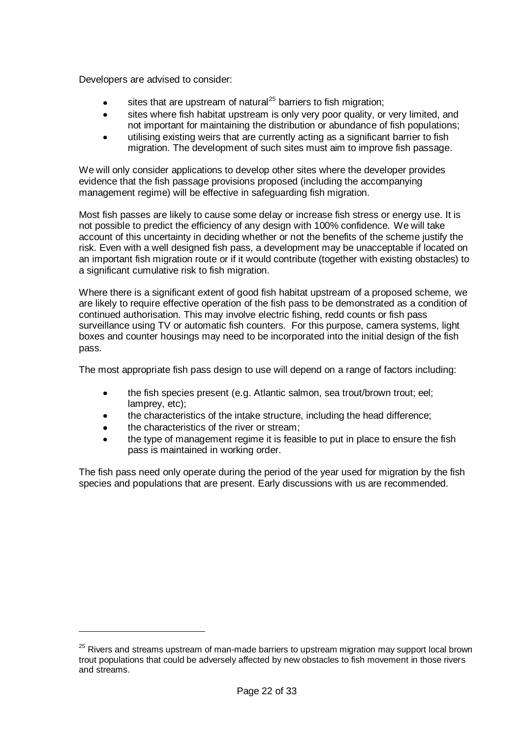Developers are advised to consider:

- sites that are upstream of natural[25] barriers to fish migration;
- sites where fish habitat upstream is only very poor quality, or very limited, and not important for maintaining the distribution or abundance of fish populations;
- utilising existing weirs that are currently acting as a significant barrier to fish migration. The development of such sites must aim to improve fish passage.

We will only consider applications to develop other sites where the developer provides evidence that the fish passage provisions proposed (including the accompanying management regime) will be effective in safeguarding fish migration.

Most fish passes are likely to cause some delay or increase fish stress or energy use. It is not possible to predict the efficiency of any design with 100% confidence. We will take account of this uncertainty in deciding whether or not the benefits of the scheme justify the risk. Even with a well designed fish pass, a development may be unacceptable if located on an important fish migration route or if it would contribute (together with existing obstacles) to a significant cumulative risk to fish migration.

Where there is a significant extent of good fish habitat upstream of a proposed scheme, we are likely to require effective operation of the fish pass to be demonstrated as a condition of continued authorisation. This may involve electric fishing, redd counts or fish pass surveillance using TV or automatic fish counters. For this purpose, camera systems, light boxes and counter housings may need to be incorporated into the initial design of the fish pass.

The most appropriate fish pass design to use will depend on a range of factors including:

- the fish species present (e.g. Atlantic salmon, sea trout/brown trout; eel; lamprey, etc);
- the characteristics of the intake structure, including the head difference;
- the characteristics of the river or stream;
- the type of management regime it is feasible to put in place to ensure the fish pass is maintained in working order.

The fish pass need only operate during the period of the year used for migration by the fish species and populations that are present. Early discussions with us are recommended.

---

[25] Rivers and streams upstream of man-made barriers to upstream migration may support local brown trout populations that could be adversely affected by new obstacles to fish movement in those rivers and streams.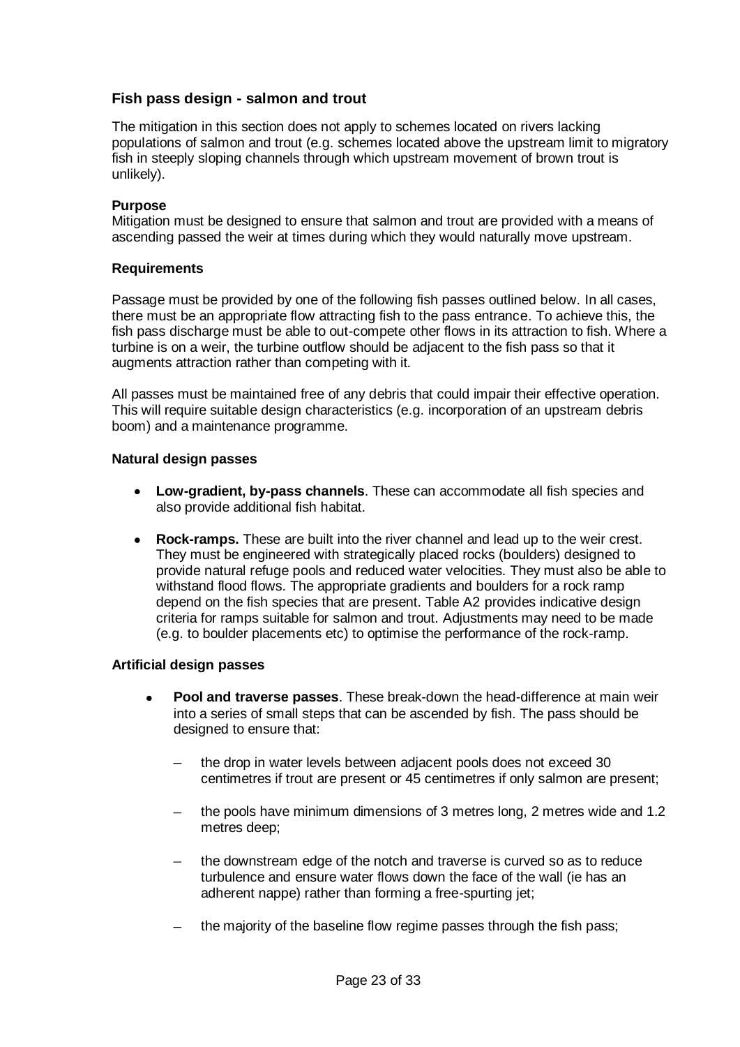## Fish pass design - salmon and trout

The mitigation in this section does not apply to schemes located on rivers lacking populations of salmon and trout (e.g. schemes located above the upstream limit to migratory fish in steeply sloping channels through which upstream movement of brown trout is unlikely).

### Purpose

Mitigation must be designed to ensure that salmon and trout are provided with a means of ascending passed the weir at times during which they would naturally move upstream.

### Requirements

Passage must be provided by one of the following fish passes outlined below. In all cases, there must be an appropriate flow attracting fish to the pass entrance. To achieve this, the fish pass discharge must be able to out-compete other flows in its attraction to fish. Where a turbine is on a weir, the turbine outflow should be adjacent to the fish pass so that it augments attraction rather than competing with it.

All passes must be maintained free of any debris that could impair their effective operation. This will require suitable design characteristics (e.g. incorporation of an upstream debris boom) and a maintenance programme.

### Natural design passes

- **Low-gradient, by-pass channels**. These can accommodate all fish species and also provide additional fish habitat.
- **Rock-ramps.** These are built into the river channel and lead up to the weir crest. They must be engineered with strategically placed rocks (boulders) designed to provide natural refuge pools and reduced water velocities. They must also be able to withstand flood flows. The appropriate gradients and boulders for a rock ramp depend on the fish species that are present. Table A2 provides indicative design criteria for ramps suitable for salmon and trout. Adjustments may need to be made (e.g. to boulder placements etc) to optimise the performance of the rock-ramp.

### Artificial design passes

- **Pool and traverse passes**. These break-down the head-difference at main weir into a series of small steps that can be ascended by fish. The pass should be designed to ensure that:
  - the drop in water levels between adjacent pools does not exceed 30 centimetres if trout are present or 45 centimetres if only salmon are present;
  - the pools have minimum dimensions of 3 metres long, 2 metres wide and 1.2 metres deep;
  - the downstream edge of the notch and traverse is curved so as to reduce turbulence and ensure water flows down the face of the wall (ie has an adherent nappe) rather than forming a free-spurting jet;
  - the majority of the baseline flow regime passes through the fish pass;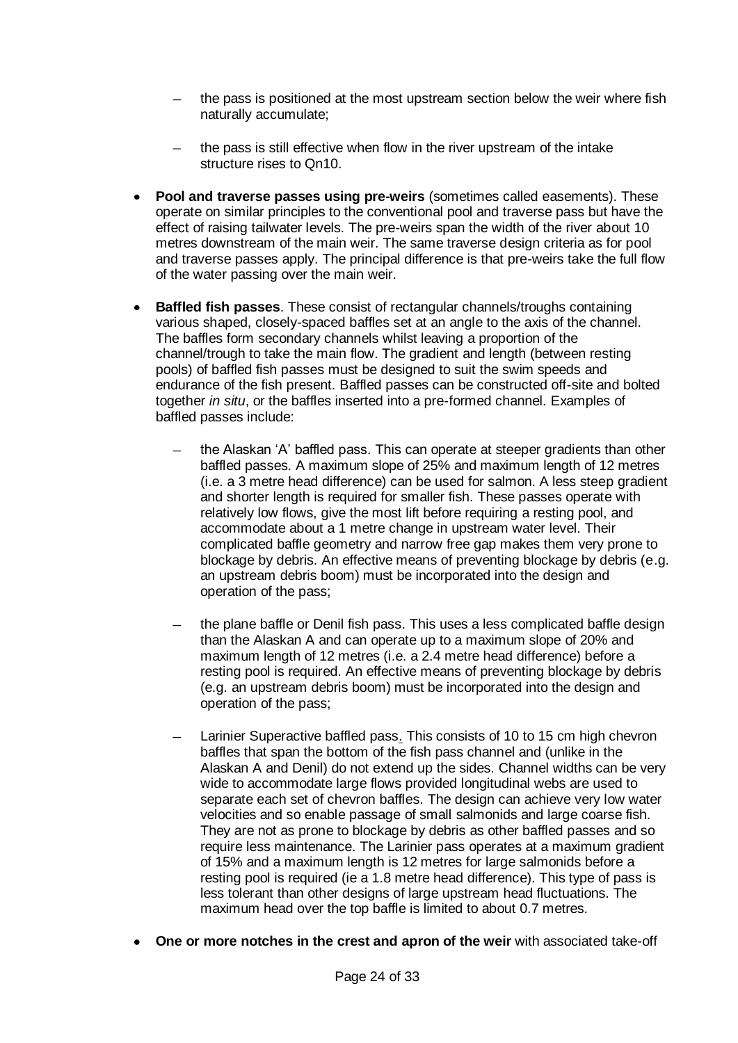- the pass is positioned at the most upstream section below the weir where fish naturally accumulate;
  - the pass is still effective when flow in the river upstream of the intake structure rises to Qn10.

- **Pool and traverse passes using pre-weirs** (sometimes called easements). These operate on similar principles to the conventional pool and traverse pass but have the effect of raising tailwater levels. The pre-weirs span the width of the river about 10 metres downstream of the main weir. The same traverse design criteria as for pool and traverse passes apply. The principal difference is that pre-weirs take the full flow of the water passing over the main weir.

- **Baffled fish passes**. These consist of rectangular channels/troughs containing various shaped, closely-spaced baffles set at an angle to the axis of the channel. The baffles form secondary channels whilst leaving a proportion of the channel/trough to take the main flow. The gradient and length (between resting pools) of baffled fish passes must be designed to suit the swim speeds and endurance of the fish present. Baffled passes can be constructed off-site and bolted together *in situ*, or the baffles inserted into a pre-formed channel. Examples of baffled passes include:

  - the Alaskan 'A' baffled pass. This can operate at steeper gradients than other baffled passes. A maximum slope of 25% and maximum length of 12 metres (i.e. a 3 metre head difference) can be used for salmon. A less steep gradient and shorter length is required for smaller fish. These passes operate with relatively low flows, give the most lift before requiring a resting pool, and accommodate about a 1 metre change in upstream water level. Their complicated baffle geometry and narrow free gap makes them very prone to blockage by debris. An effective means of preventing blockage by debris (e.g. an upstream debris boom) must be incorporated into the design and operation of the pass;

  - the plane baffle or Denil fish pass. This uses a less complicated baffle design than the Alaskan A and can operate up to a maximum slope of 20% and maximum length of 12 metres (i.e. a 2.4 metre head difference) before a resting pool is required. An effective means of preventing blockage by debris (e.g. an upstream debris boom) must be incorporated into the design and operation of the pass;

  - Larinier Superactive baffled pass. This consists of 10 to 15 cm high chevron baffles that span the bottom of the fish pass channel and (unlike in the Alaskan A and Denil) do not extend up the sides. Channel widths can be very wide to accommodate large flows provided longitudinal webs are used to separate each set of chevron baffles. The design can achieve very low water velocities and so enable passage of small salmonids and large coarse fish. They are not as prone to blockage by debris as other baffled passes and so require less maintenance. The Larinier pass operates at a maximum gradient of 15% and a maximum length is 12 metres for large salmonids before a resting pool is required (ie a 1.8 metre head difference). This type of pass is less tolerant than other designs of large upstream head fluctuations. The maximum head over the top baffle is limited to about 0.7 metres.

- **One or more notches in the crest and apron of the weir** with associated take-off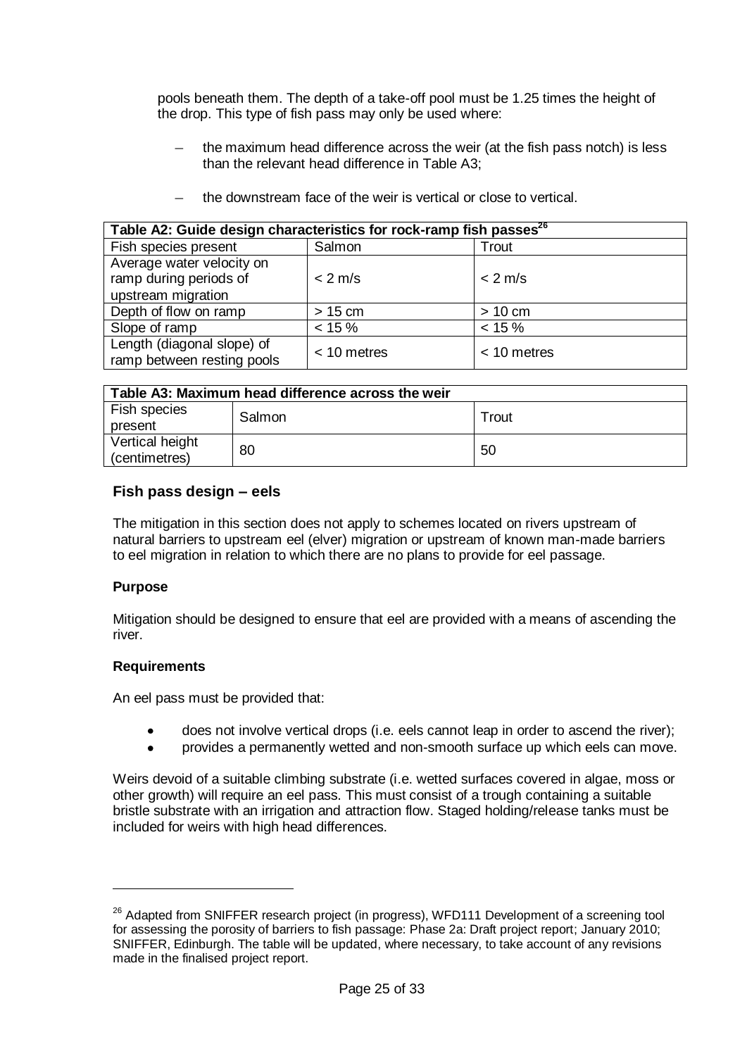pools beneath them. The depth of a take-off pool must be 1.25 times the height of the drop. This type of fish pass may only be used where:

- the maximum head difference across the weir (at the fish pass notch) is less than the relevant head difference in Table A3;
- the downstream face of the weir is vertical or close to vertical.

**Table A2: Guide design characteristics for rock-ramp fish passes[26]**

| Fish species present | Salmon | Trout |
|---|---|---|
| Average water velocity on ramp during periods of upstream migration | < 2 m/s | < 2 m/s |
| Depth of flow on ramp | > 15 cm | > 10 cm |
| Slope of ramp | < 15 % | < 15 % |
| Length (diagonal slope) of ramp between resting pools | < 10 metres | < 10 metres |

**Table A3: Maximum head difference across the weir**

| Fish species present | Salmon | Trout |
|---|---|---|
| Vertical height (centimetres) | 80 | 50 |

### Fish pass design – eels

The mitigation in this section does not apply to schemes located on rivers upstream of natural barriers to upstream eel (elver) migration or upstream of known man-made barriers to eel migration in relation to which there are no plans to provide for eel passage.

**Purpose**

Mitigation should be designed to ensure that eel are provided with a means of ascending the river.

**Requirements**

An eel pass must be provided that:

- does not involve vertical drops (i.e. eels cannot leap in order to ascend the river);
- provides a permanently wetted and non-smooth surface up which eels can move.

Weirs devoid of a suitable climbing substrate (i.e. wetted surfaces covered in algae, moss or other growth) will require an eel pass. This must consist of a trough containing a suitable bristle substrate with an irrigation and attraction flow. Staged holding/release tanks must be included for weirs with high head differences.

---

[26] Adapted from SNIFFER research project (in progress), WFD111 Development of a screening tool for assessing the porosity of barriers to fish passage: Phase 2a: Draft project report; January 2010; SNIFFER, Edinburgh. The table will be updated, where necessary, to take account of any revisions made in the finalised project report.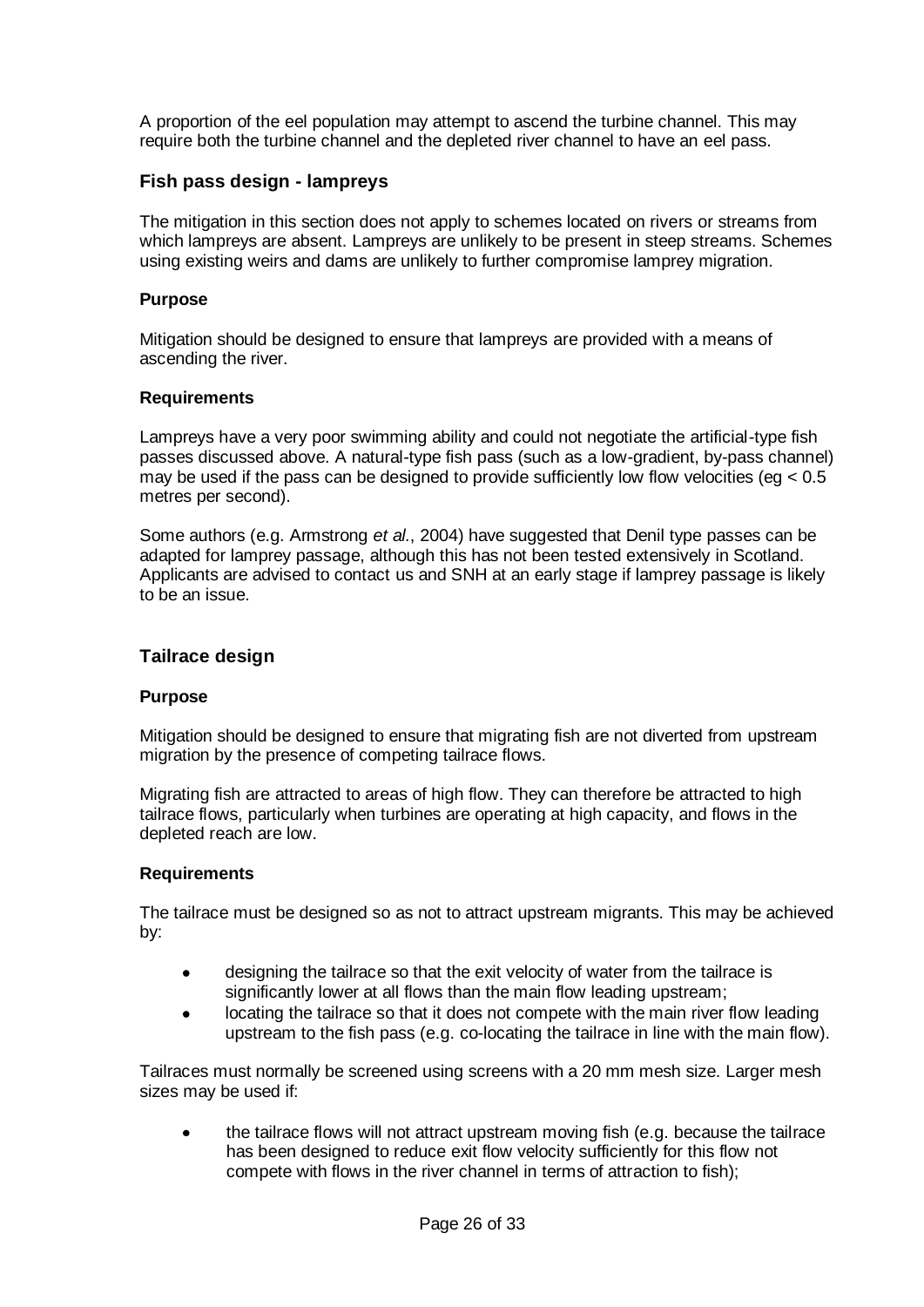A proportion of the eel population may attempt to ascend the turbine channel. This may require both the turbine channel and the depleted river channel to have an eel pass.

### Fish pass design - lampreys

The mitigation in this section does not apply to schemes located on rivers or streams from which lampreys are absent. Lampreys are unlikely to be present in steep streams. Schemes using existing weirs and dams are unlikely to further compromise lamprey migration.

#### Purpose

Mitigation should be designed to ensure that lampreys are provided with a means of ascending the river.

#### Requirements

Lampreys have a very poor swimming ability and could not negotiate the artificial-type fish passes discussed above. A natural-type fish pass (such as a low-gradient, by-pass channel) may be used if the pass can be designed to provide sufficiently low flow velocities (eg < 0.5 metres per second).

Some authors (e.g. Armstrong *et al.*, 2004) have suggested that Denil type passes can be adapted for lamprey passage, although this has not been tested extensively in Scotland. Applicants are advised to contact us and SNH at an early stage if lamprey passage is likely to be an issue.

### Tailrace design

#### Purpose

Mitigation should be designed to ensure that migrating fish are not diverted from upstream migration by the presence of competing tailrace flows.

Migrating fish are attracted to areas of high flow. They can therefore be attracted to high tailrace flows, particularly when turbines are operating at high capacity, and flows in the depleted reach are low.

#### Requirements

The tailrace must be designed so as not to attract upstream migrants. This may be achieved by:

- designing the tailrace so that the exit velocity of water from the tailrace is significantly lower at all flows than the main flow leading upstream;
- locating the tailrace so that it does not compete with the main river flow leading upstream to the fish pass (e.g. co-locating the tailrace in line with the main flow).

Tailraces must normally be screened using screens with a 20 mm mesh size. Larger mesh sizes may be used if:

- the tailrace flows will not attract upstream moving fish (e.g. because the tailrace has been designed to reduce exit flow velocity sufficiently for this flow not compete with flows in the river channel in terms of attraction to fish);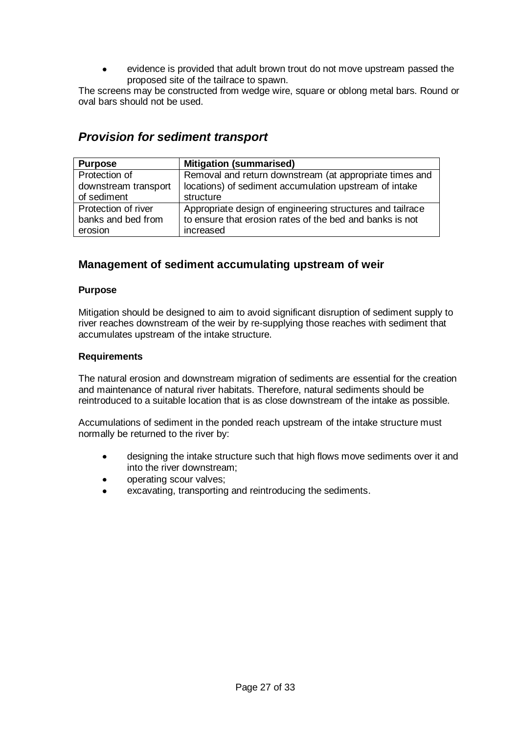- evidence is provided that adult brown trout do not move upstream passed the proposed site of the tailrace to spawn.

The screens may be constructed from wedge wire, square or oblong metal bars. Round or oval bars should not be used.

## *Provision for sediment transport*

| Purpose | Mitigation (summarised) |
|---|---|
| Protection of downstream transport of sediment | Removal and return downstream (at appropriate times and locations) of sediment accumulation upstream of intake structure |
| Protection of river banks and bed from erosion | Appropriate design of engineering structures and tailrace to ensure that erosion rates of the bed and banks is not increased |

### Management of sediment accumulating upstream of weir

**Purpose**

Mitigation should be designed to aim to avoid significant disruption of sediment supply to river reaches downstream of the weir by re-supplying those reaches with sediment that accumulates upstream of the intake structure.

**Requirements**

The natural erosion and downstream migration of sediments are essential for the creation and maintenance of natural river habitats. Therefore, natural sediments should be reintroduced to a suitable location that is as close downstream of the intake as possible.

Accumulations of sediment in the ponded reach upstream of the intake structure must normally be returned to the river by:

- designing the intake structure such that high flows move sediments over it and into the river downstream;
- operating scour valves;
- excavating, transporting and reintroducing the sediments.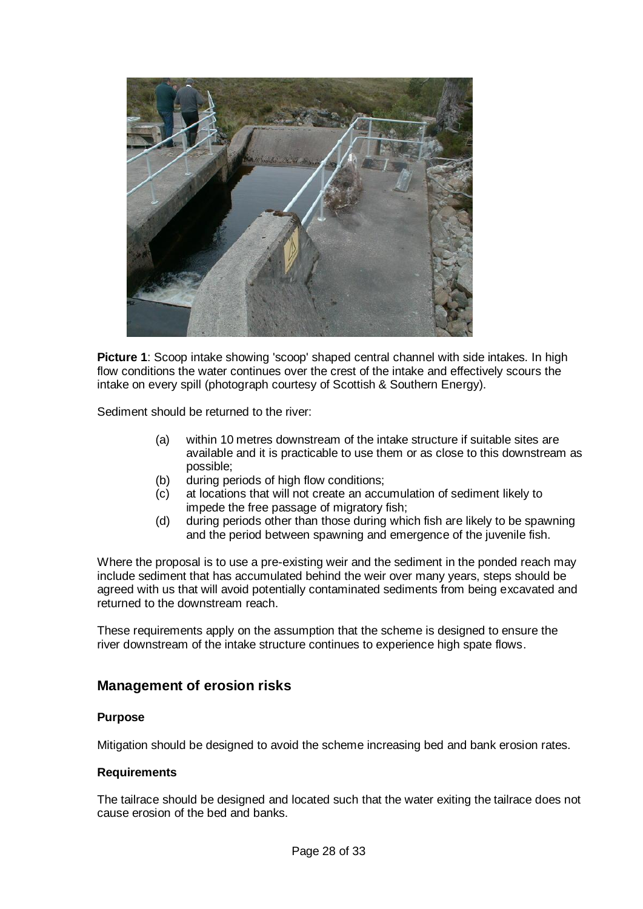**Picture 1**: Scoop intake showing 'scoop' shaped central channel with side intakes. In high flow conditions the water continues over the crest of the intake and effectively scours the intake on every spill (photograph courtesy of Scottish & Southern Energy).

Sediment should be returned to the river:

(a) within 10 metres downstream of the intake structure if suitable sites are available and it is practicable to use them or as close to this downstream as possible;
(b) during periods of high flow conditions;
(c) at locations that will not create an accumulation of sediment likely to impede the free passage of migratory fish;
(d) during periods other than those during which fish are likely to be spawning and the period between spawning and emergence of the juvenile fish.

Where the proposal is to use a pre-existing weir and the sediment in the ponded reach may include sediment that has accumulated behind the weir over many years, steps should be agreed with us that will avoid potentially contaminated sediments from being excavated and returned to the downstream reach.

These requirements apply on the assumption that the scheme is designed to ensure the river downstream of the intake structure continues to experience high spate flows.

## Management of erosion risks

### Purpose

Mitigation should be designed to avoid the scheme increasing bed and bank erosion rates.

### Requirements

The tailrace should be designed and located such that the water exiting the tailrace does not cause erosion of the bed and banks.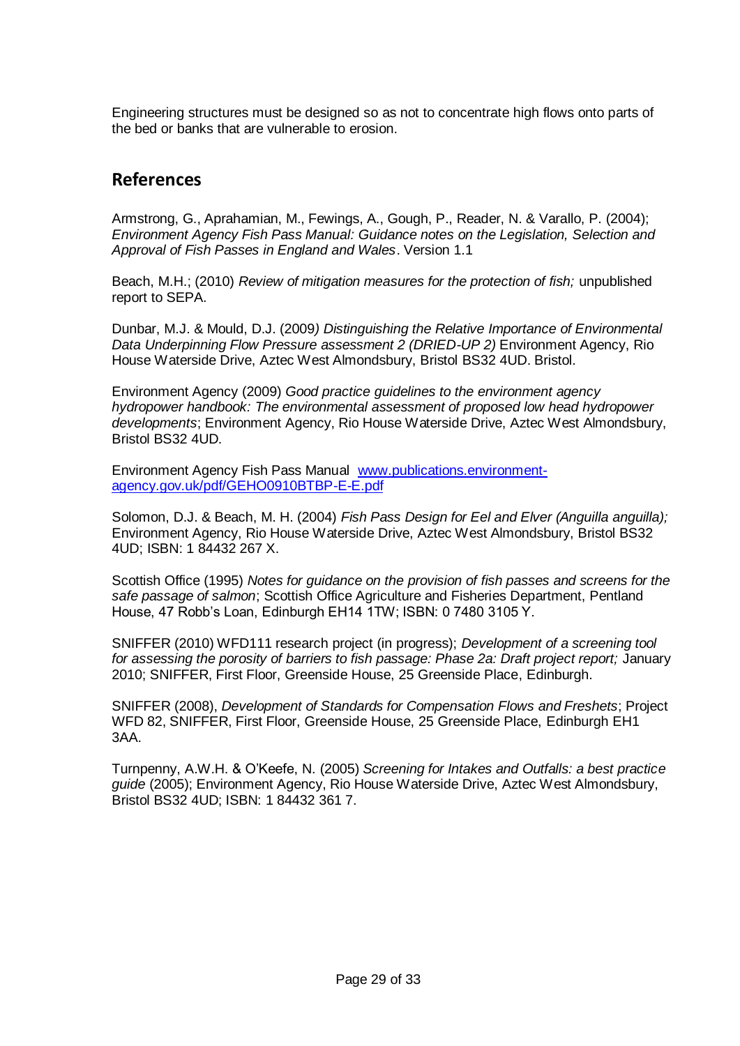Engineering structures must be designed so as not to concentrate high flows onto parts of the bed or banks that are vulnerable to erosion.

## References

Armstrong, G., Aprahamian, M., Fewings, A., Gough, P., Reader, N. & Varallo, P. (2004); *Environment Agency Fish Pass Manual: Guidance notes on the Legislation, Selection and Approval of Fish Passes in England and Wales*. Version 1.1

Beach, M.H.; (2010) *Review of mitigation measures for the protection of fish;* unpublished report to SEPA.

Dunbar, M.J. & Mould, D.J. (2009*) Distinguishing the Relative Importance of Environmental Data Underpinning Flow Pressure assessment 2 (DRIED-UP 2)* Environment Agency, Rio House Waterside Drive, Aztec West Almondsbury, Bristol BS32 4UD. Bristol.

Environment Agency (2009) *Good practice guidelines to the environment agency hydropower handbook: The environmental assessment of proposed low head hydropower developments*; Environment Agency, Rio House Waterside Drive, Aztec West Almondsbury, Bristol BS32 4UD.

Environment Agency Fish Pass Manual [www.publications.environment-agency.gov.uk/pdf/GEHO0910BTBP-E-E.pdf](www.publications.environment-agency.gov.uk/pdf/GEHO0910BTBP-E-E.pdf)

Solomon, D.J. & Beach, M. H. (2004) *Fish Pass Design for Eel and Elver (Anguilla anguilla);* Environment Agency, Rio House Waterside Drive, Aztec West Almondsbury, Bristol BS32 4UD; ISBN: 1 84432 267 X.

Scottish Office (1995) *Notes for guidance on the provision of fish passes and screens for the safe passage of salmon*; Scottish Office Agriculture and Fisheries Department, Pentland House, 47 Robb's Loan, Edinburgh EH14 1TW; ISBN: 0 7480 3105 Y.

SNIFFER (2010) WFD111 research project (in progress); *Development of a screening tool for assessing the porosity of barriers to fish passage: Phase 2a: Draft project report;* January 2010; SNIFFER, First Floor, Greenside House, 25 Greenside Place, Edinburgh.

SNIFFER (2008), *Development of Standards for Compensation Flows and Freshets*; Project WFD 82, SNIFFER, First Floor, Greenside House, 25 Greenside Place, Edinburgh EH1 3AA.

Turnpenny, A.W.H. & O'Keefe, N. (2005) *Screening for Intakes and Outfalls: a best practice guide* (2005); Environment Agency, Rio House Waterside Drive, Aztec West Almondsbury, Bristol BS32 4UD; ISBN: 1 84432 361 7.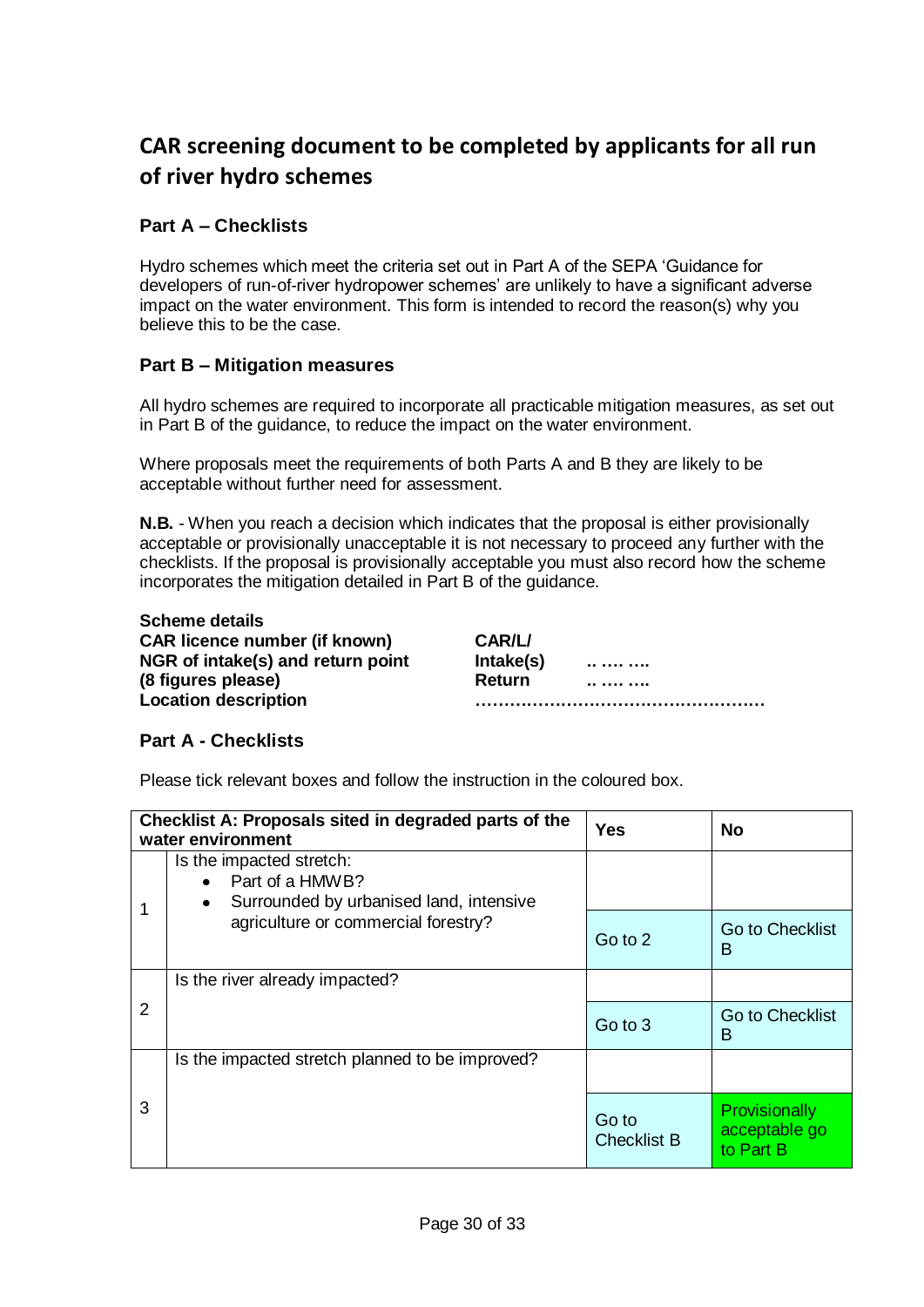## CAR screening document to be completed by applicants for all run of river hydro schemes

### Part A – Checklists

Hydro schemes which meet the criteria set out in Part A of the SEPA 'Guidance for developers of run-of-river hydropower schemes' are unlikely to have a significant adverse impact on the water environment. This form is intended to record the reason(s) why you believe this to be the case.

### Part B – Mitigation measures

All hydro schemes are required to incorporate all practicable mitigation measures, as set out in Part B of the guidance, to reduce the impact on the water environment.

Where proposals meet the requirements of both Parts A and B they are likely to be acceptable without further need for assessment.

**N.B.** - When you reach a decision which indicates that the proposal is either provisionally acceptable or provisionally unacceptable it is not necessary to proceed any further with the checklists. If the proposal is provisionally acceptable you must also record how the scheme incorporates the mitigation detailed in Part B of the guidance.

**Scheme details**

| | | |
|---|---|---|
| **CAR licence number (if known)** | **CAR/L/** | |
| **NGR of intake(s) and return point** | **Intake(s)** | .. …. …. |
| **(8 figures please)** | **Return** | .. …. …. |
| **Location description** | …………………………………………… | |

### Part A - Checklists

Please tick relevant boxes and follow the instruction in the coloured box.

| | Checklist A: Proposals sited in degraded parts of the water environment | Yes | No |
|---|---|---|---|
| 1 | Is the impacted stretch:<br>• Part of a HMWB?<br>• Surrounded by urbanised land, intensive agriculture or commercial forestry? | | |
| | | Go to 2 | Go to Checklist B |
| 2 | Is the river already impacted? | | |
| | | Go to 3 | Go to Checklist B |
| 3 | Is the impacted stretch planned to be improved? | | |
| | | Go to Checklist B | Provisionally acceptable go to Part B |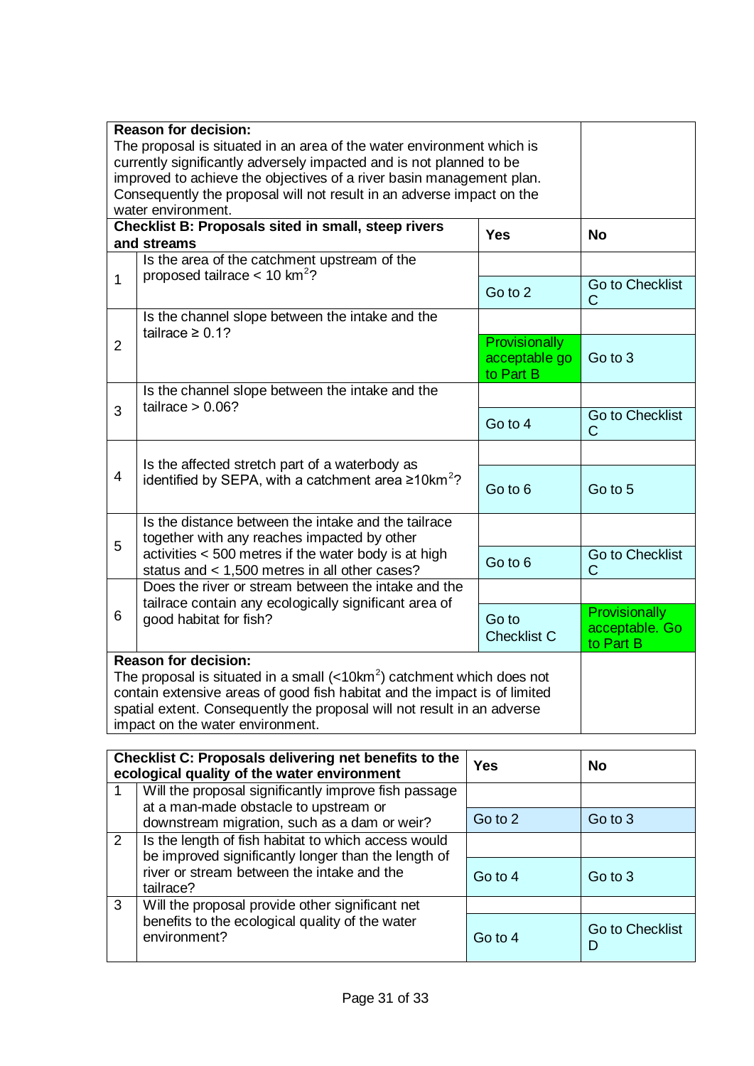| **Reason for decision:** The proposal is situated in an area of the water environment which is currently significantly adversely impacted and is not planned to be improved to achieve the objectives of a river basin management plan. Consequently the proposal will not result in an adverse impact on the water environment. | | | |
|---|---|---|---|
| **Checklist B: Proposals sited in small, steep rivers and streams** | | **Yes** | **No** |
| 1 | Is the area of the catchment upstream of the proposed tailrace < 10 $km^2$? | Go to 2 | Go to Checklist C |
| 2 | Is the channel slope between the intake and the tailrace ≥ 0.1? | Provisionally acceptable go to Part B | Go to 3 |
| 3 | Is the channel slope between the intake and the tailrace > 0.06? | Go to 4 | Go to Checklist C |
| 4 | Is the affected stretch part of a waterbody as identified by SEPA, with a catchment area ≥10$km^2$? | Go to 6 | Go to 5 |
| 5 | Is the distance between the intake and the tailrace together with any reaches impacted by other activities < 500 metres if the water body is at high status and < 1,500 metres in all other cases? | Go to 6 | Go to Checklist C |
| 6 | Does the river or stream between the intake and the tailrace contain any ecologically significant area of good habitat for fish? | Go to Checklist C | Provisionally acceptable. Go to Part B |
| **Reason for decision:** The proposal is situated in a small (<10$km^2$) catchment which does not contain extensive areas of good fish habitat and the impact is of limited spatial extent. Consequently the proposal will not result in an adverse impact on the water environment. | | | |

| **Checklist C: Proposals delivering net benefits to the ecological quality of the water environment** | | **Yes** | **No** |
|---|---|---|---|
| 1 | Will the proposal significantly improve fish passage at a man-made obstacle to upstream or downstream migration, such as a dam or weir? | Go to 2 | Go to 3 |
| 2 | Is the length of fish habitat to which access would be improved significantly longer than the length of river or stream between the intake and the tailrace? | Go to 4 | Go to 3 |
| 3 | Will the proposal provide other significant net benefits to the ecological quality of the water environment? | Go to 4 | Go to Checklist D |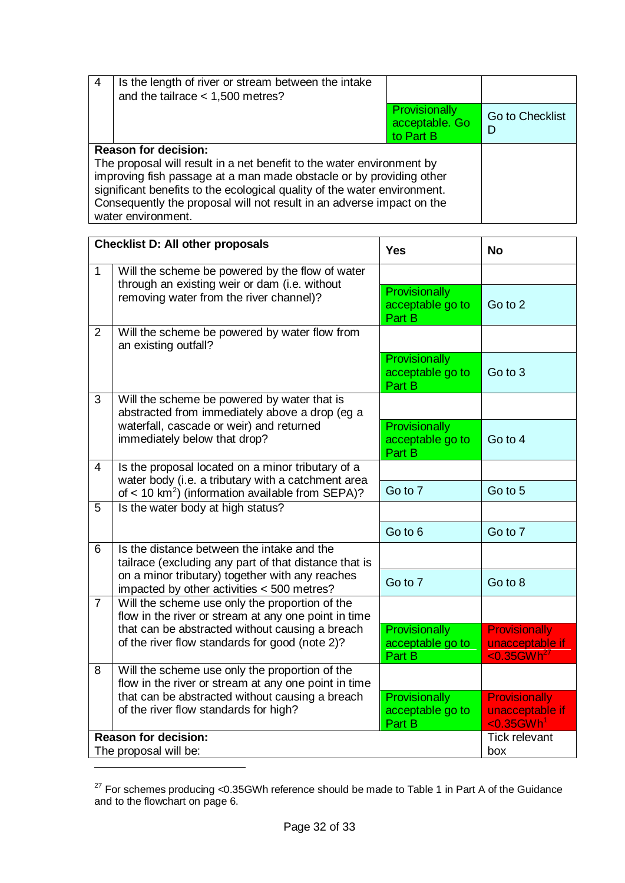| 4 | Is the length of river or stream between the intake and the tailrace < 1,500 metres? | | |
|---|---|---|---|
| | | Provisionally acceptable. Go to Part B | Go to Checklist D |

| **Reason for decision:** | |
|---|---|
| The proposal will result in a net benefit to the water environment by improving fish passage at a man made obstacle or by providing other significant benefits to the ecological quality of the water environment. Consequently the proposal will not result in an adverse impact on the water environment. | |

| **Checklist D: All other proposals** | | **Yes** | **No** |
|---|---|---|---|
| 1 | Will the scheme be powered by the flow of water through an existing weir or dam (i.e. without removing water from the river channel)? | Provisionally acceptable go to Part B | Go to 2 |
| 2 | Will the scheme be powered by water flow from an existing outfall? | Provisionally acceptable go to Part B | Go to 3 |
| 3 | Will the scheme be powered by water that is abstracted from immediately above a drop (eg a waterfall, cascade or weir) and returned immediately below that drop? | Provisionally acceptable go to Part B | Go to 4 |
| 4 | Is the proposal located on a minor tributary of a water body (i.e. a tributary with a catchment area of < 10 $km^2$) (information available from SEPA)? | Go to 7 | Go to 5 |
| 5 | Is the water body at high status? | Go to 6 | Go to 7 |
| 6 | Is the distance between the intake and the tailrace (excluding any part of that distance that is on a minor tributary) together with any reaches impacted by other activities < 500 metres? | Go to 7 | Go to 8 |
| 7 | Will the scheme use only the proportion of the flow in the river or stream at any one point in time that can be abstracted without causing a breach of the river flow standards for good (note 2)? | Provisionally acceptable go to Part B | Provisionally unacceptable if <0.35GWh[27] |
| 8 | Will the scheme use only the proportion of the flow in the river or stream at any one point in time that can be abstracted without causing a breach of the river flow standards for high? | Provisionally acceptable go to Part B | Provisionally unacceptable if <0.35GWh[1] |
| **Reason for decision:** The proposal will be: | | | Tick relevant box |

[27] For schemes producing <0.35GWh reference should be made to Table 1 in Part A of the Guidance and to the flowchart on page 6.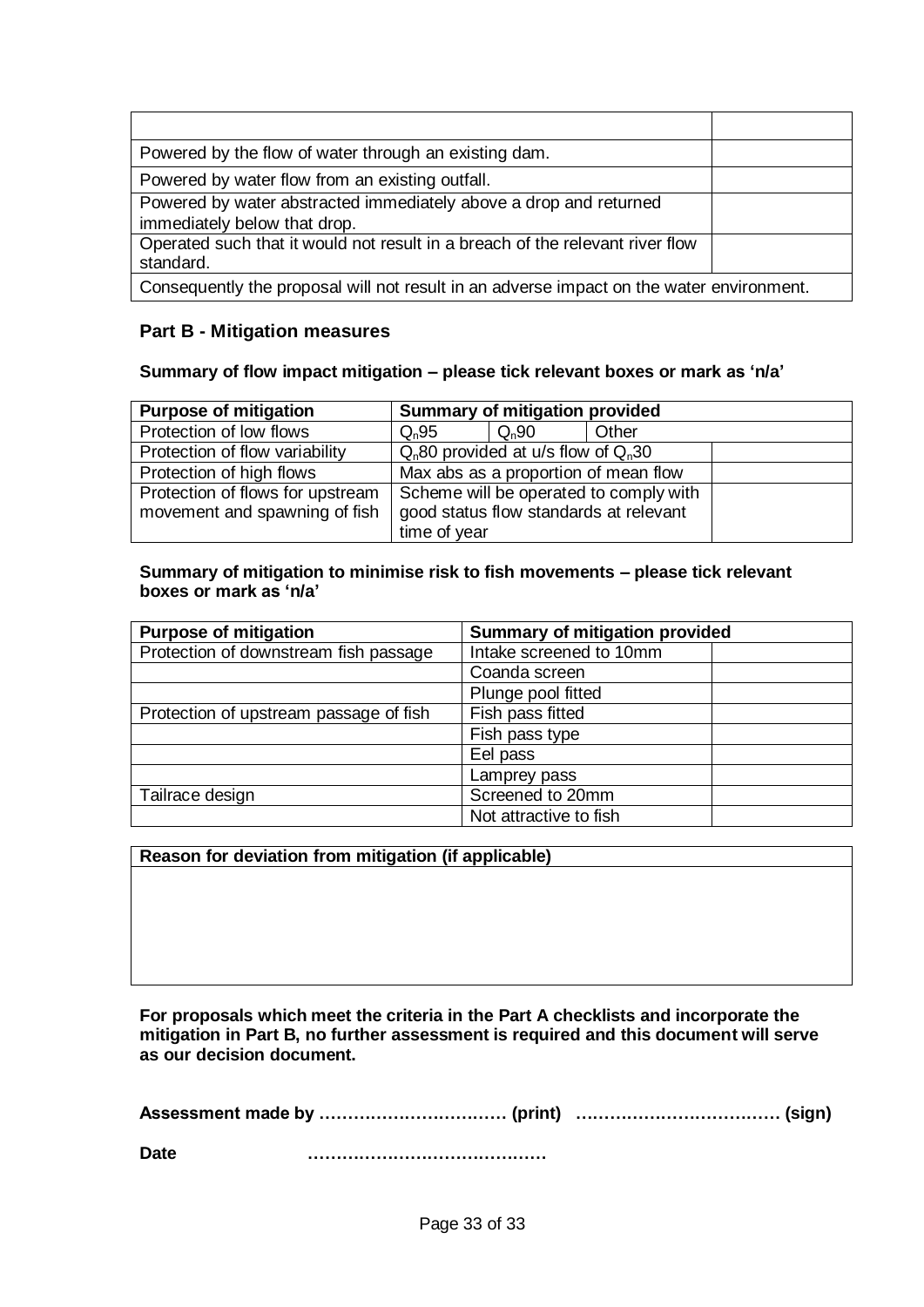| | |
|---|---|
| | |
| Powered by the flow of water through an existing dam. | |
| Powered by water flow from an existing outfall. | |
| Powered by water abstracted immediately above a drop and returned immediately below that drop. | |
| Operated such that it would not result in a breach of the relevant river flow standard. | |
| Consequently the proposal will not result in an adverse impact on the water environment. | |

### Part B - Mitigation measures

**Summary of flow impact mitigation – please tick relevant boxes or mark as 'n/a'**

| Purpose of mitigation | Summary of mitigation provided | | | |
|---|---|---|---|---|
| Protection of low flows | $Q_n95$ | $Q_n90$ | Other | |
| Protection of flow variability | $Q_n80$ provided at u/s flow of $Q_n30$ | | | |
| Protection of high flows | Max abs as a proportion of mean flow | | | |
| Protection of flows for upstream movement and spawning of fish | Scheme will be operated to comply with good status flow standards at relevant time of year | | | |

**Summary of mitigation to minimise risk to fish movements – please tick relevant boxes or mark as 'n/a'**

| Purpose of mitigation | Summary of mitigation provided | |
|---|---|---|
| Protection of downstream fish passage | Intake screened to 10mm | |
| | Coanda screen | |
| | Plunge pool fitted | |
| Protection of upstream passage of fish | Fish pass fitted | |
| | Fish pass type | |
| | Eel pass | |
| | Lamprey pass | |
| Tailrace design | Screened to 20mm | |
| | Not attractive to fish | |

| Reason for deviation from mitigation (if applicable) |
|---|
| |

**For proposals which meet the criteria in the Part A checklists and incorporate the mitigation in Part B, no further assessment is required and this document will serve as our decision document.**

**Assessment made by …………………………… (print) ……………………………… (sign)**

**Date ……………………………………**